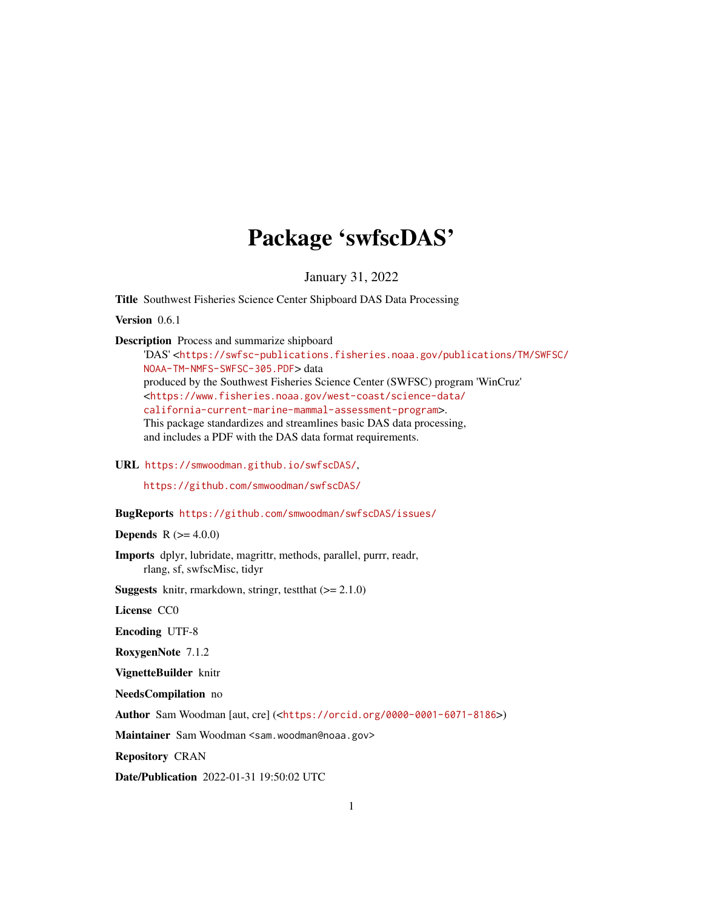# Package 'swfscDAS'

January 31, 2022

**Title** Southwest Fisheries Science Center Shipboard DAS Data Processing

**Version** 0.6.1

**Description** Process and summarize shipboard 'DAS' <https://swfsc-publications.fisheries.noaa.gov/publications/TM/SWFSC/NOAA-TM-NMFS-SWFSC-305.PDF> data produced by the Southwest Fisheries Science Center (SWFSC) program 'WinCruz' <https://www.fisheries.noaa.gov/west-coast/science-data/california-current-marine-mammal-assessment-program>. This package standardizes and streamlines basic DAS data processing, and includes a PDF with the DAS data format requirements.

**URL** https://smwoodman.github.io/swfscDAS/, https://github.com/smwoodman/swfscDAS/

**BugReports** https://github.com/smwoodman/swfscDAS/issues/

**Depends** R (>= 4.0.0)

**Imports** dplyr, lubridate, magrittr, methods, parallel, purrr, readr, rlang, sf, swfscMisc, tidyr

**Suggests** knitr, rmarkdown, stringr, testthat (>= 2.1.0)

**License** CC0

**Encoding** UTF-8

**RoxygenNote** 7.1.2

**VignetteBuilder** knitr

**NeedsCompilation** no

**Author** Sam Woodman [aut, cre] (<https://orcid.org/0000-0001-6071-8186>)

**Maintainer** Sam Woodman <sam.woodman@noaa.gov>

**Repository** CRAN

**Date/Publication** 2022-01-31 19:50:02 UTC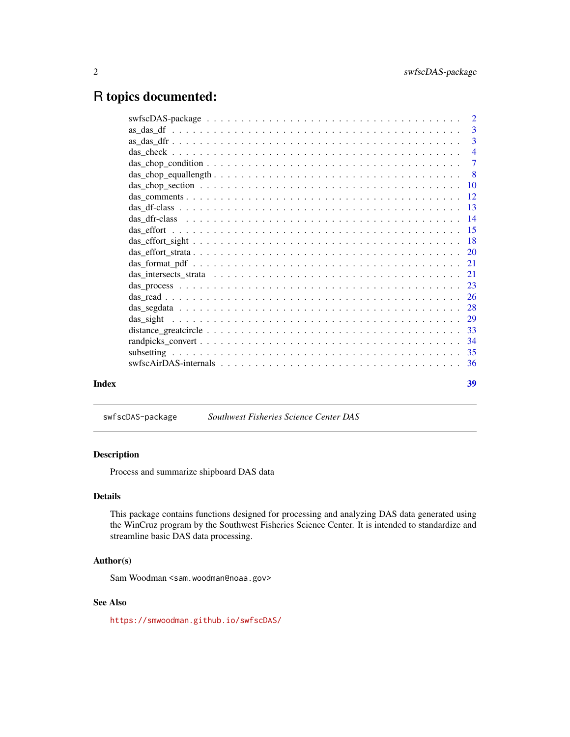# R topics documented:

| | |
|---|---|
| swfscDAS-package | 2 |
| as_das_df | 3 |
| as_das_dfr | 3 |
| das_check | 4 |
| das_chop_condition | 7 |
| das_chop_equallength | 8 |
| das_chop_section | 10 |
| das_comments | 12 |
| das_df-class | 13 |
| das_dfr-class | 14 |
| das_effort | 15 |
| das_effort_sight | 18 |
| das_effort_strata | 20 |
| das_format_pdf | 21 |
| das_intersects_strata | 21 |
| das_process | 23 |
| das_read | 26 |
| das_segdata | 28 |
| das_sight | 29 |
| distance_greatcircle | 33 |
| randpicks_convert | 34 |
| subsetting | 35 |
| swfscAirDAS-internals | 36 |
| **Index** | **39** |

---

swfscDAS-package &nbsp;&nbsp;&nbsp;&nbsp; *Southwest Fisheries Science Center DAS*

---

## Description

Process and summarize shipboard DAS data

## Details

This package contains functions designed for processing and analyzing DAS data generated using the WinCruz program by the Southwest Fisheries Science Center. It is intended to standardize and streamline basic DAS data processing.

## Author(s)

Sam Woodman <sam.woodman@noaa.gov>

## See Also

https://smwoodman.github.io/swfscDAS/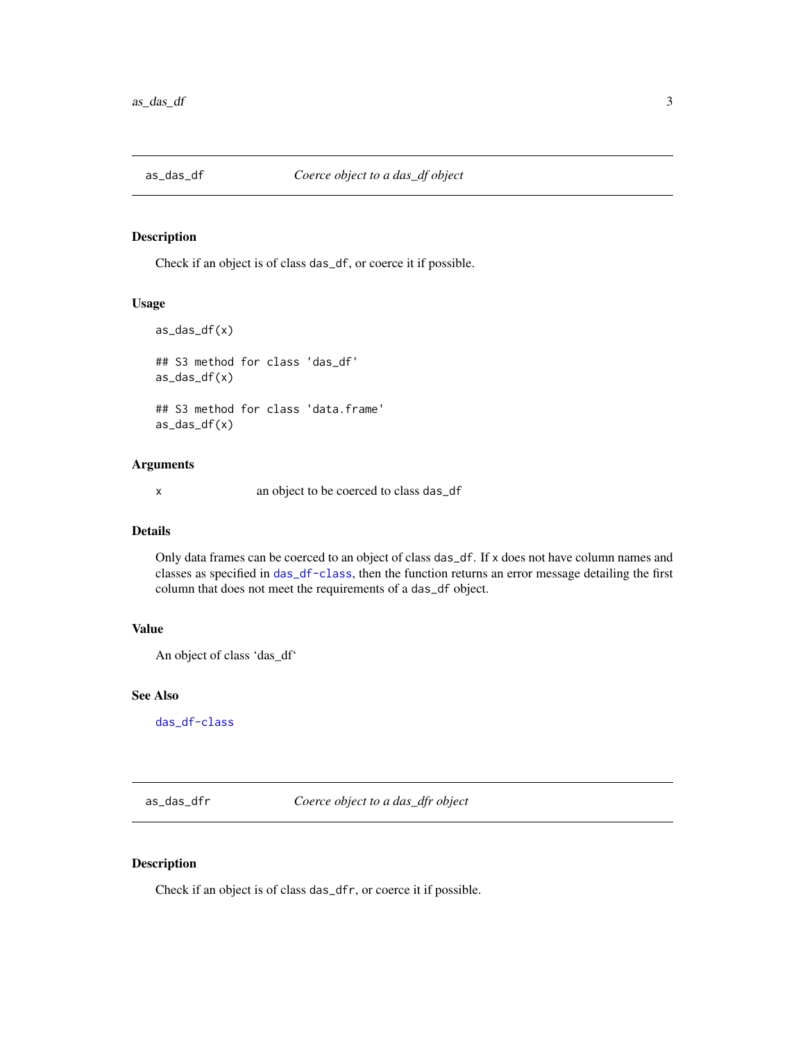## as_das_df — *Coerce object to a das_df object*

### Description

Check if an object is of class `das_df`, or coerce it if possible.

### Usage

```
as_das_df(x)

## S3 method for class 'das_df'
as_das_df(x)

## S3 method for class 'data.frame'
as_das_df(x)
```

### Arguments

| | |
|---|---|
| `x` | an object to be coerced to class `das_df` |

### Details

Only data frames can be coerced to an object of class `das_df`. If `x` does not have column names and classes as specified in `das_df-class`, then the function returns an error message detailing the first column that does not meet the requirements of a `das_df` object.

### Value

An object of class 'das_df'

### See Also

`das_df-class`

## as_das_dfr — *Coerce object to a das_dfr object*

### Description

Check if an object is of class `das_dfr`, or coerce it if possible.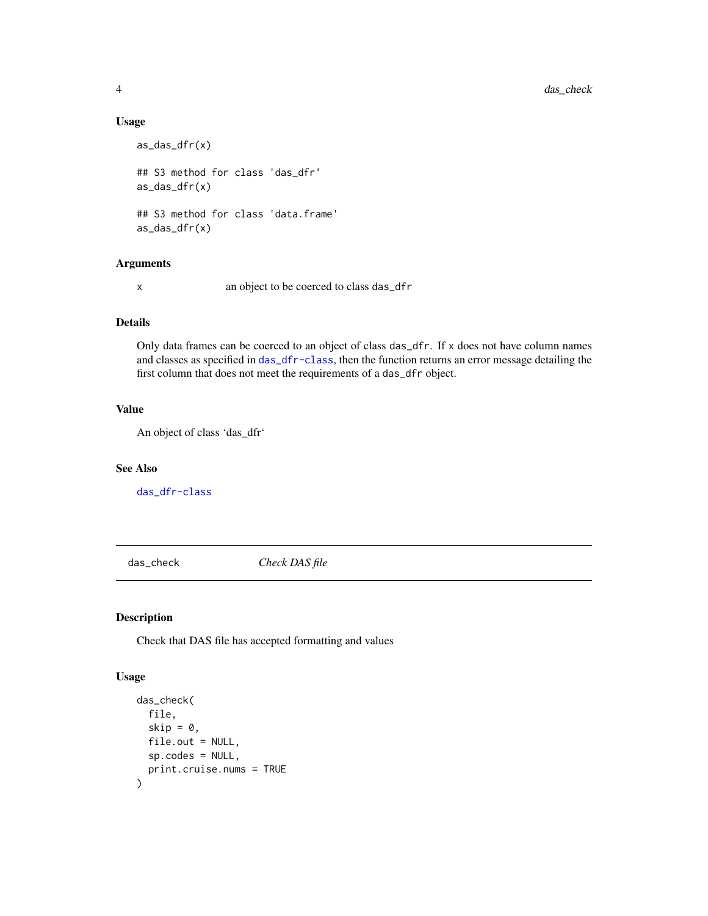### Usage

```
as_das_dfr(x)

## S3 method for class 'das_dfr'
as_das_dfr(x)

## S3 method for class 'data.frame'
as_das_dfr(x)
```

### Arguments

x　　an object to be coerced to class das_dfr

### Details

Only data frames can be coerced to an object of class das_dfr. If x does not have column names and classes as specified in das_dfr-class, then the function returns an error message detailing the first column that does not meet the requirements of a das_dfr object.

### Value

An object of class 'das_dfr'

### See Also

das_dfr-class

---

## das_check　　*Check DAS file*

### Description

Check that DAS file has accepted formatting and values

### Usage

```
das_check(
  file,
  skip = 0,
  file.out = NULL,
  sp.codes = NULL,
  print.cruise.nums = TRUE
)
```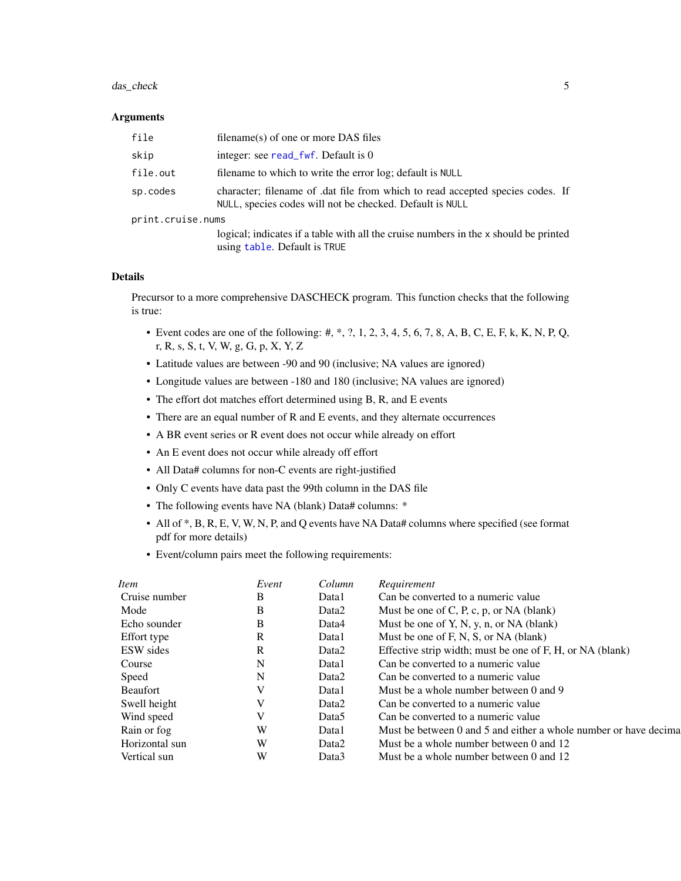### Arguments

| | |
|---|---|
| `file` | filename(s) of one or more DAS files |
| `skip` | integer: see `read_fwf`. Default is 0 |
| `file.out` | filename to which to write the error log; default is `NULL` |
| `sp.codes` | character; filename of .dat file from which to read accepted species codes. If `NULL`, species codes will not be checked. Default is `NULL` |
| `print.cruise.nums` | logical; indicates if a table with all the cruise numbers in the `x` should be printed using `table`. Default is `TRUE` |

### Details

Precursor to a more comprehensive DASCHECK program. This function checks that the following is true:

- Event codes are one of the following: #, *, ?, 1, 2, 3, 4, 5, 6, 7, 8, A, B, C, E, F, k, K, N, P, Q, r, R, s, S, t, V, W, g, G, p, X, Y, Z
- Latitude values are between -90 and 90 (inclusive; NA values are ignored)
- Longitude values are between -180 and 180 (inclusive; NA values are ignored)
- The effort dot matches effort determined using B, R, and E events
- There are an equal number of R and E events, and they alternate occurrences
- A BR event series or R event does not occur while already on effort
- An E event does not occur while already off effort
- All Data# columns for non-C events are right-justified
- Only C events have data past the 99th column in the DAS file
- The following events have NA (blank) Data# columns: *
- All of *, B, R, E, V, W, N, P, and Q events have NA Data# columns where specified (see format pdf for more details)
- Event/column pairs meet the following requirements:

| *Item* | *Event* | *Column* | *Requirement* |
|---|---|---|---|
| Cruise number | B | Data1 | Can be converted to a numeric value |
| Mode | B | Data2 | Must be one of C, P, c, p, or NA (blank) |
| Echo sounder | B | Data4 | Must be one of Y, N, y, n, or NA (blank) |
| Effort type | R | Data1 | Must be one of F, N, S, or NA (blank) |
| ESW sides | R | Data2 | Effective strip width; must be one of F, H, or NA (blank) |
| Course | N | Data1 | Can be converted to a numeric value |
| Speed | N | Data2 | Can be converted to a numeric value |
| Beaufort | V | Data1 | Must be a whole number between 0 and 9 |
| Swell height | V | Data2 | Can be converted to a numeric value |
| Wind speed | V | Data5 | Can be converted to a numeric value |
| Rain or fog | W | Data1 | Must be between 0 and 5 and either a whole number or have decima |
| Horizontal sun | W | Data2 | Must be a whole number between 0 and 12 |
| Vertical sun | W | Data3 | Must be a whole number between 0 and 12 |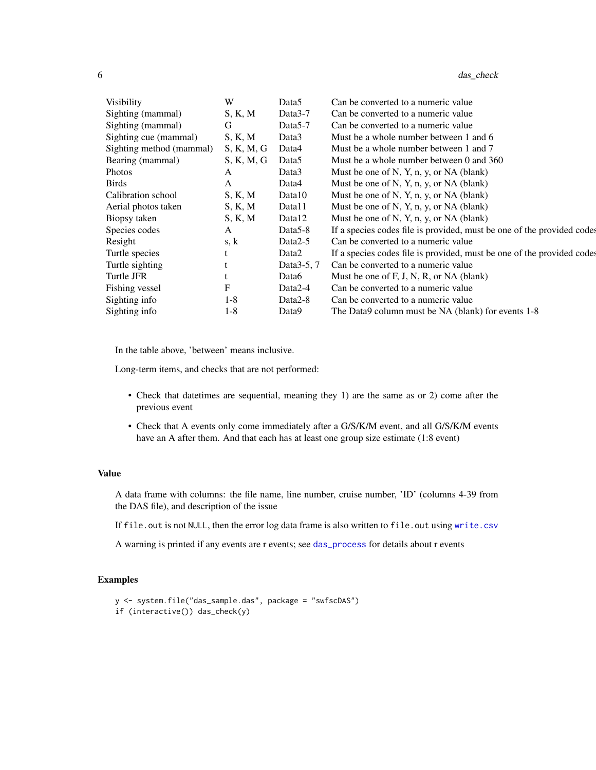| | | | |
|---|---|---|---|
| Visibility | W | Data5 | Can be converted to a numeric value |
| Sighting (mammal) | S, K, M | Data3-7 | Can be converted to a numeric value |
| Sighting (mammal) | G | Data5-7 | Can be converted to a numeric value |
| Sighting cue (mammal) | S, K, M | Data3 | Must be a whole number between 1 and 6 |
| Sighting method (mammal) | S, K, M, G | Data4 | Must be a whole number between 1 and 7 |
| Bearing (mammal) | S, K, M, G | Data5 | Must be a whole number between 0 and 360 |
| Photos | A | Data3 | Must be one of N, Y, n, y, or NA (blank) |
| Birds | A | Data4 | Must be one of N, Y, n, y, or NA (blank) |
| Calibration school | S, K, M | Data10 | Must be one of N, Y, n, y, or NA (blank) |
| Aerial photos taken | S, K, M | Data11 | Must be one of N, Y, n, y, or NA (blank) |
| Biopsy taken | S, K, M | Data12 | Must be one of N, Y, n, y, or NA (blank) |
| Species codes | A | Data5-8 | If a species codes file is provided, must be one of the provided codes |
| Resight | s, k | Data2-5 | Can be converted to a numeric value |
| Turtle species | t | Data2 | If a species codes file is provided, must be one of the provided codes |
| Turtle sighting | t | Data3-5, 7 | Can be converted to a numeric value |
| Turtle JFR | t | Data6 | Must be one of F, J, N, R, or NA (blank) |
| Fishing vessel | F | Data2-4 | Can be converted to a numeric value |
| Sighting info | 1-8 | Data2-8 | Can be converted to a numeric value |
| Sighting info | 1-8 | Data9 | The Data9 column must be NA (blank) for events 1-8 |

In the table above, 'between' means inclusive.

Long-term items, and checks that are not performed:

- Check that datetimes are sequential, meaning they 1) are the same as or 2) come after the previous event
- Check that A events only come immediately after a G/S/K/M event, and all G/S/K/M events have an A after them. And that each has at least one group size estimate (1:8 event)

### Value

A data frame with columns: the file name, line number, cruise number, 'ID' (columns 4-39 from the DAS file), and description of the issue

If `file.out` is not `NULL`, then the error log data frame is also written to `file.out` using `write.csv`

A warning is printed if any events are r events; see `das_process` for details about r events

### Examples

```
y <- system.file("das_sample.das", package = "swfscDAS")
if (interactive()) das_check(y)
```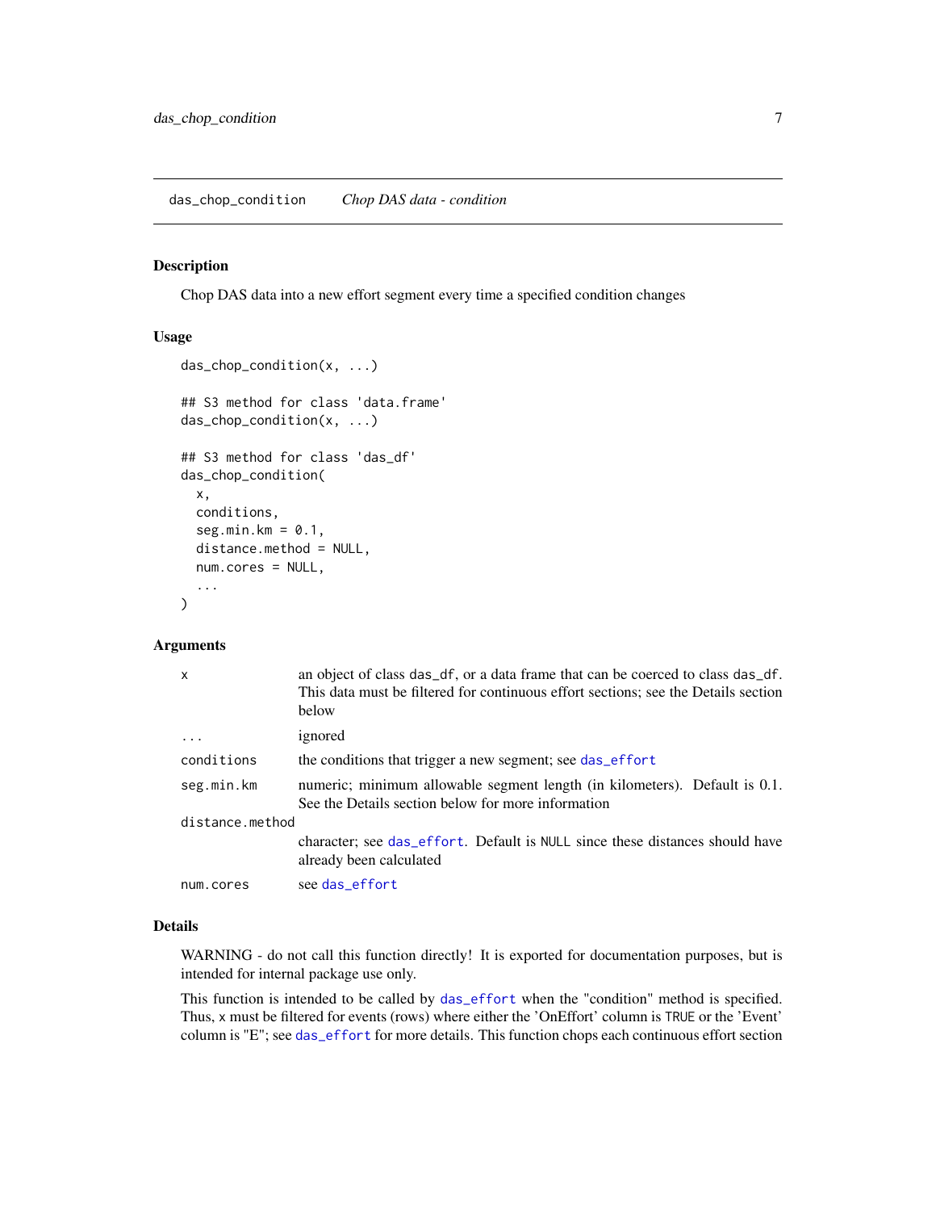# das_chop_condition — *Chop DAS data - condition*

## Description

Chop DAS data into a new effort segment every time a specified condition changes

## Usage

```
das_chop_condition(x, ...)

## S3 method for class 'data.frame'
das_chop_condition(x, ...)

## S3 method for class 'das_df'
das_chop_condition(
  x,
  conditions,
  seg.min.km = 0.1,
  distance.method = NULL,
  num.cores = NULL,
  ...
)
```

## Arguments

| | |
|---|---|
| `x` | an object of class `das_df`, or a data frame that can be coerced to class `das_df`. This data must be filtered for continuous effort sections; see the Details section below |
| `...` | ignored |
| `conditions` | the conditions that trigger a new segment; see `das_effort` |
| `seg.min.km` | numeric; minimum allowable segment length (in kilometers). Default is 0.1. See the Details section below for more information |
| `distance.method` | character; see `das_effort`. Default is `NULL` since these distances should have already been calculated |
| `num.cores` | see `das_effort` |

## Details

WARNING - do not call this function directly! It is exported for documentation purposes, but is intended for internal package use only.

This function is intended to be called by `das_effort` when the "condition" method is specified. Thus, `x` must be filtered for events (rows) where either the 'OnEffort' column is `TRUE` or the 'Event' column is "E"; see `das_effort` for more details. This function chops each continuous effort section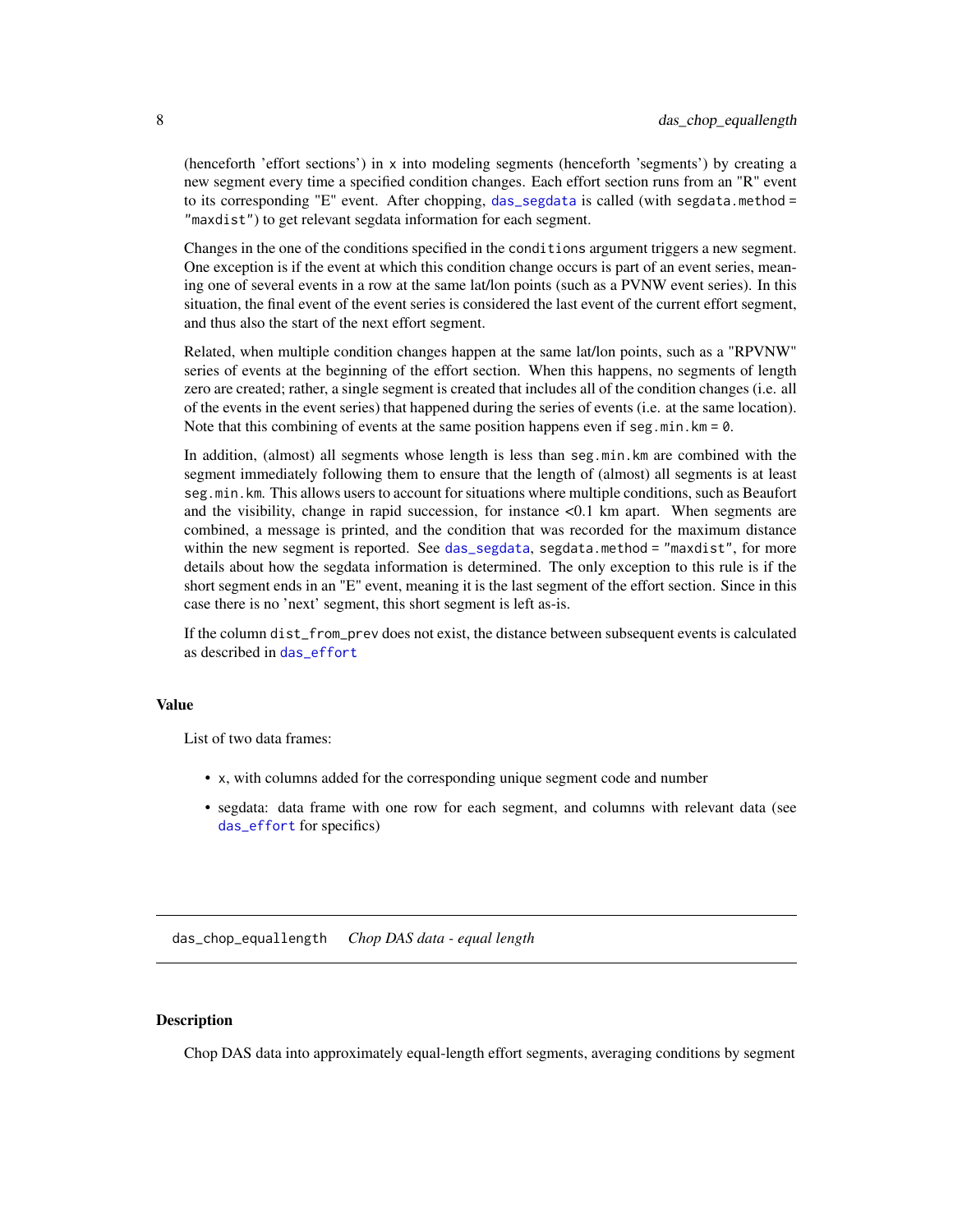(henceforth 'effort sections') in `x` into modeling segments (henceforth 'segments') by creating a new segment every time a specified condition changes. Each effort section runs from an "R" event to its corresponding "E" event. After chopping, das_segdata is called (with `segdata.method = "maxdist"`) to get relevant segdata information for each segment.

Changes in the one of the conditions specified in the `conditions` argument triggers a new segment. One exception is if the event at which this condition change occurs is part of an event series, meaning one of several events in a row at the same lat/lon points (such as a PVNW event series). In this situation, the final event of the event series is considered the last event of the current effort segment, and thus also the start of the next effort segment.

Related, when multiple condition changes happen at the same lat/lon points, such as a "RPVNW" series of events at the beginning of the effort section. When this happens, no segments of length zero are created; rather, a single segment is created that includes all of the condition changes (i.e. all of the events in the event series) that happened during the series of events (i.e. at the same location). Note that this combining of events at the same position happens even if `seg.min.km = 0`.

In addition, (almost) all segments whose length is less than `seg.min.km` are combined with the segment immediately following them to ensure that the length of (almost) all segments is at least `seg.min.km`. This allows users to account for situations where multiple conditions, such as Beaufort and the visibility, change in rapid succession, for instance <0.1 km apart. When segments are combined, a message is printed, and the condition that was recorded for the maximum distance within the new segment is reported. See das_segdata, `segdata.method = "maxdist"`, for more details about how the segdata information is determined. The only exception to this rule is if the short segment ends in an "E" event, meaning it is the last segment of the effort section. Since in this case there is no 'next' segment, this short segment is left as-is.

If the column `dist_from_prev` does not exist, the distance between subsequent events is calculated as described in das_effort

### Value

List of two data frames:

- `x`, with columns added for the corresponding unique segment code and number
- segdata: data frame with one row for each segment, and columns with relevant data (see das_effort for specifics)

---

## das_chop_equallength    *Chop DAS data - equal length*

### Description

Chop DAS data into approximately equal-length effort segments, averaging conditions by segment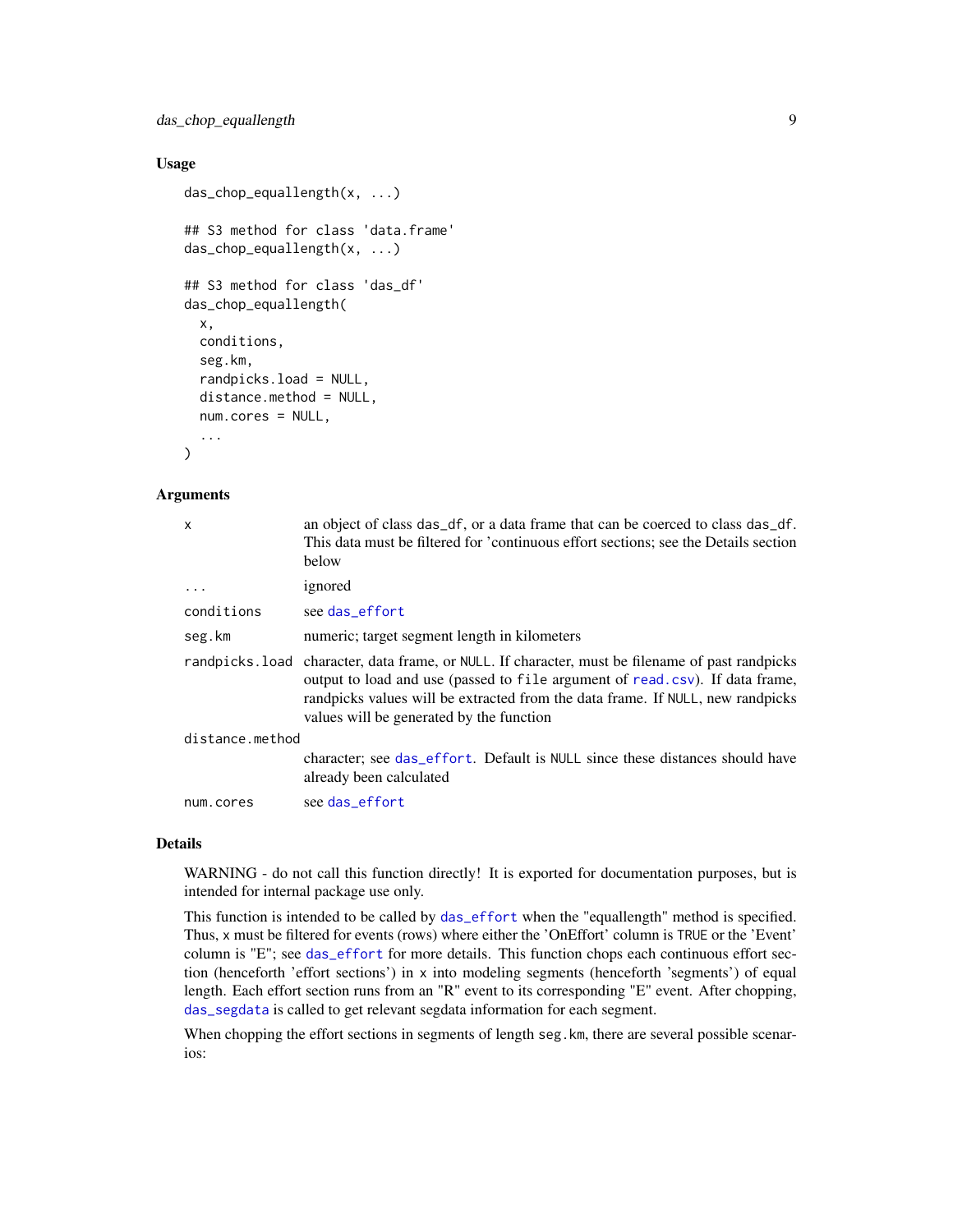## Usage

```
das_chop_equallength(x, ...)

## S3 method for class 'data.frame'
das_chop_equallength(x, ...)

## S3 method for class 'das_df'
das_chop_equallength(
  x,
  conditions,
  seg.km,
  randpicks.load = NULL,
  distance.method = NULL,
  num.cores = NULL,
  ...
)
```

## Arguments

| | |
|---|---|
| `x` | an object of class `das_df`, or a data frame that can be coerced to class `das_df`. This data must be filtered for 'continuous effort sections; see the Details section below |
| `...` | ignored |
| `conditions` | see `das_effort` |
| `seg.km` | numeric; target segment length in kilometers |
| `randpicks.load` | character, data frame, or `NULL`. If character, must be filename of past randpicks output to load and use (passed to `file` argument of `read.csv`). If data frame, randpicks values will be extracted from the data frame. If `NULL`, new randpicks values will be generated by the function |
| `distance.method` | character; see `das_effort`. Default is `NULL` since these distances should have already been calculated |
| `num.cores` | see `das_effort` |

## Details

WARNING - do not call this function directly! It is exported for documentation purposes, but is intended for internal package use only.

This function is intended to be called by `das_effort` when the "equallength" method is specified. Thus, `x` must be filtered for events (rows) where either the 'OnEffort' column is `TRUE` or the 'Event' column is "E"; see `das_effort` for more details. This function chops each continuous effort section (henceforth 'effort sections') in `x` into modeling segments (henceforth 'segments') of equal length. Each effort section runs from an "R" event to its corresponding "E" event. After chopping, `das_segdata` is called to get relevant segdata information for each segment.

When chopping the effort sections in segments of length `seg.km`, there are several possible scenarios: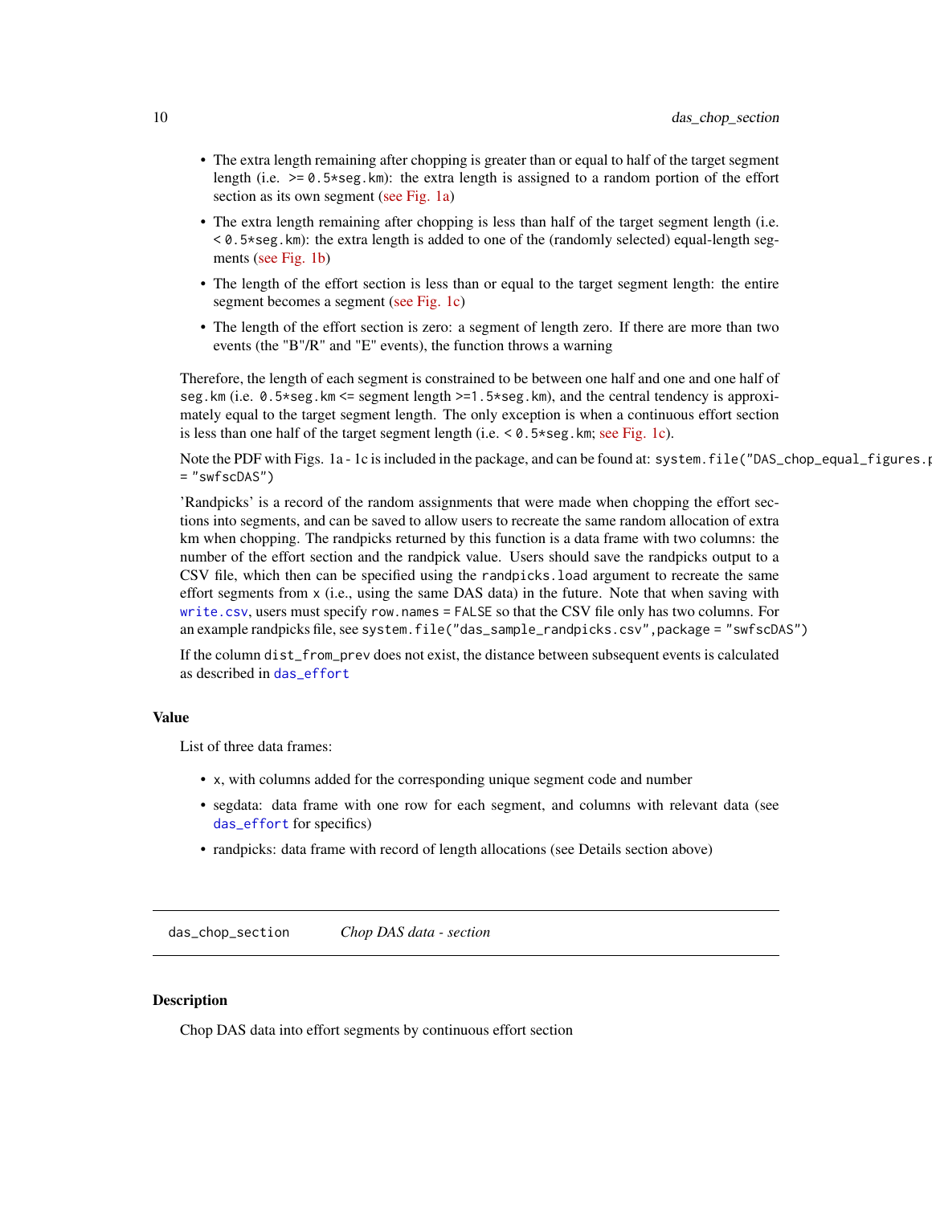- The extra length remaining after chopping is greater than or equal to half of the target segment length (i.e. `>= 0.5*seg.km`): the extra length is assigned to a random portion of the effort section as its own segment (see Fig. 1a)
- The extra length remaining after chopping is less than half of the target segment length (i.e. `< 0.5*seg.km`): the extra length is added to one of the (randomly selected) equal-length segments (see Fig. 1b)
- The length of the effort section is less than or equal to the target segment length: the entire segment becomes a segment (see Fig. 1c)
- The length of the effort section is zero: a segment of length zero. If there are more than two events (the "B"/R" and "E" events), the function throws a warning

Therefore, the length of each segment is constrained to be between one half and one and one half of `seg.km` (i.e. `0.5*seg.km` <= segment length >=`1.5*seg.km`), and the central tendency is approximately equal to the target segment length. The only exception is when a continuous effort section is less than one half of the target segment length (i.e. < `0.5*seg.km`; see Fig. 1c).

Note the PDF with Figs. 1a - 1c is included in the package, and can be found at: `system.file("DAS_chop_equal_figures.pdf", package = "swfscDAS")`

'Randpicks' is a record of the random assignments that were made when chopping the effort sections into segments, and can be saved to allow users to recreate the same random allocation of extra km when chopping. The randpicks returned by this function is a data frame with two columns: the number of the effort section and the randpick value. Users should save the randpicks output to a CSV file, which then can be specified using the `randpicks.load` argument to recreate the same effort segments from `x` (i.e., using the same DAS data) in the future. Note that when saving with `write.csv`, users must specify `row.names = FALSE` so that the CSV file only has two columns. For an example randpicks file, see `system.file("das_sample_randpicks.csv",package = "swfscDAS")`

If the column `dist_from_prev` does not exist, the distance between subsequent events is calculated as described in `das_effort`

### Value

List of three data frames:

- `x`, with columns added for the corresponding unique segment code and number
- segdata: data frame with one row for each segment, and columns with relevant data (see `das_effort` for specifics)
- randpicks: data frame with record of length allocations (see Details section above)

---

## das_chop_section — *Chop DAS data - section*

### Description

Chop DAS data into effort segments by continuous effort section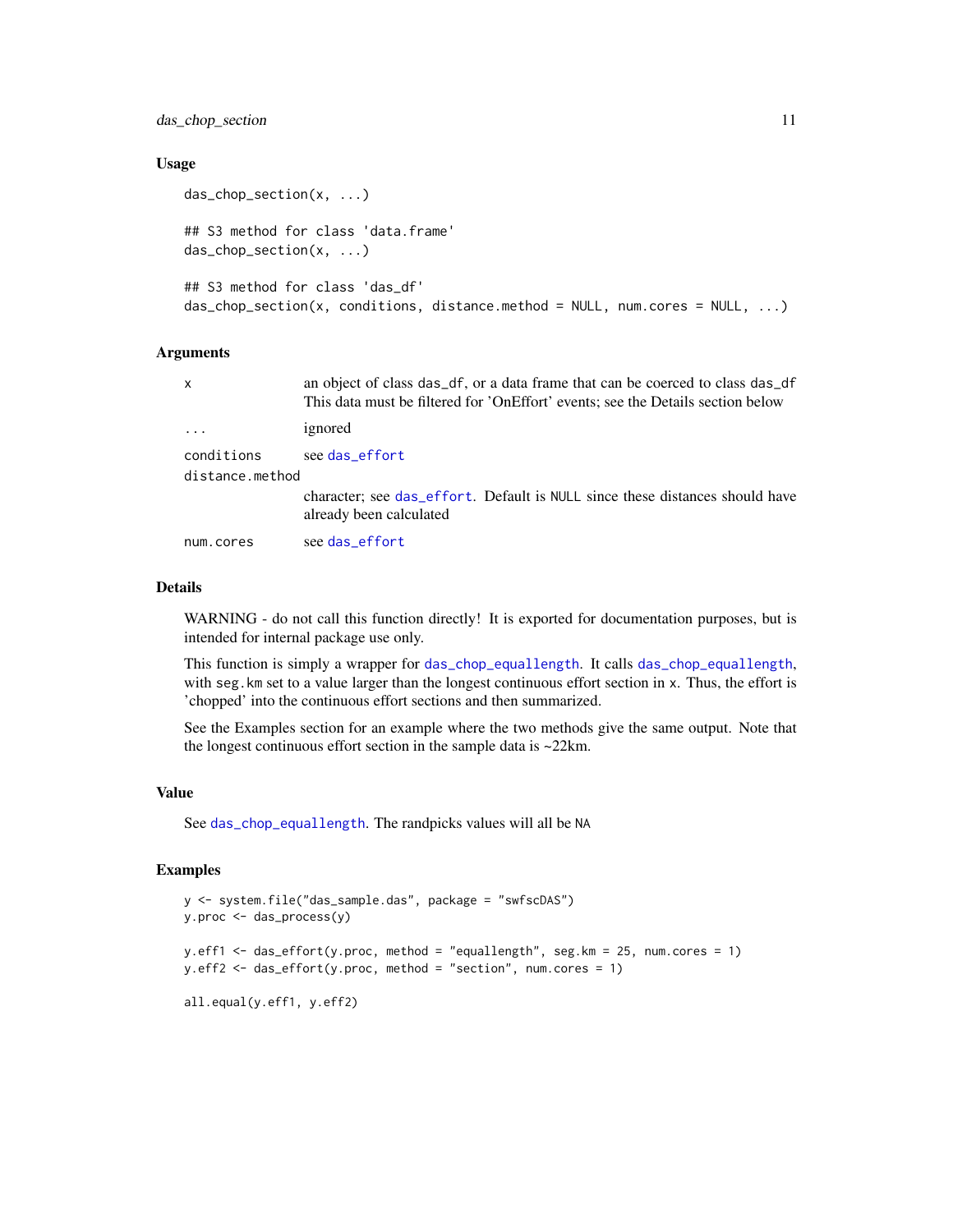## Usage

```
das_chop_section(x, ...)

## S3 method for class 'data.frame'
das_chop_section(x, ...)

## S3 method for class 'das_df'
das_chop_section(x, conditions, distance.method = NULL, num.cores = NULL, ...)
```

## Arguments

| | |
|---|---|
| x | an object of class das_df, or a data frame that can be coerced to class das_df This data must be filtered for 'OnEffort' events; see the Details section below |
| ... | ignored |
| conditions | see das_effort |
| distance.method | character; see das_effort. Default is NULL since these distances should have already been calculated |
| num.cores | see das_effort |

## Details

WARNING - do not call this function directly! It is exported for documentation purposes, but is intended for internal package use only.

This function is simply a wrapper for das_chop_equallength. It calls das_chop_equallength, with seg.km set to a value larger than the longest continuous effort section in x. Thus, the effort is 'chopped' into the continuous effort sections and then summarized.

See the Examples section for an example where the two methods give the same output. Note that the longest continuous effort section in the sample data is ~22km.

## Value

See das_chop_equallength. The randpicks values will all be NA

## Examples

```
y <- system.file("das_sample.das", package = "swfscDAS")
y.proc <- das_process(y)

y.eff1 <- das_effort(y.proc, method = "equallength", seg.km = 25, num.cores = 1)
y.eff2 <- das_effort(y.proc, method = "section", num.cores = 1)

all.equal(y.eff1, y.eff2)
```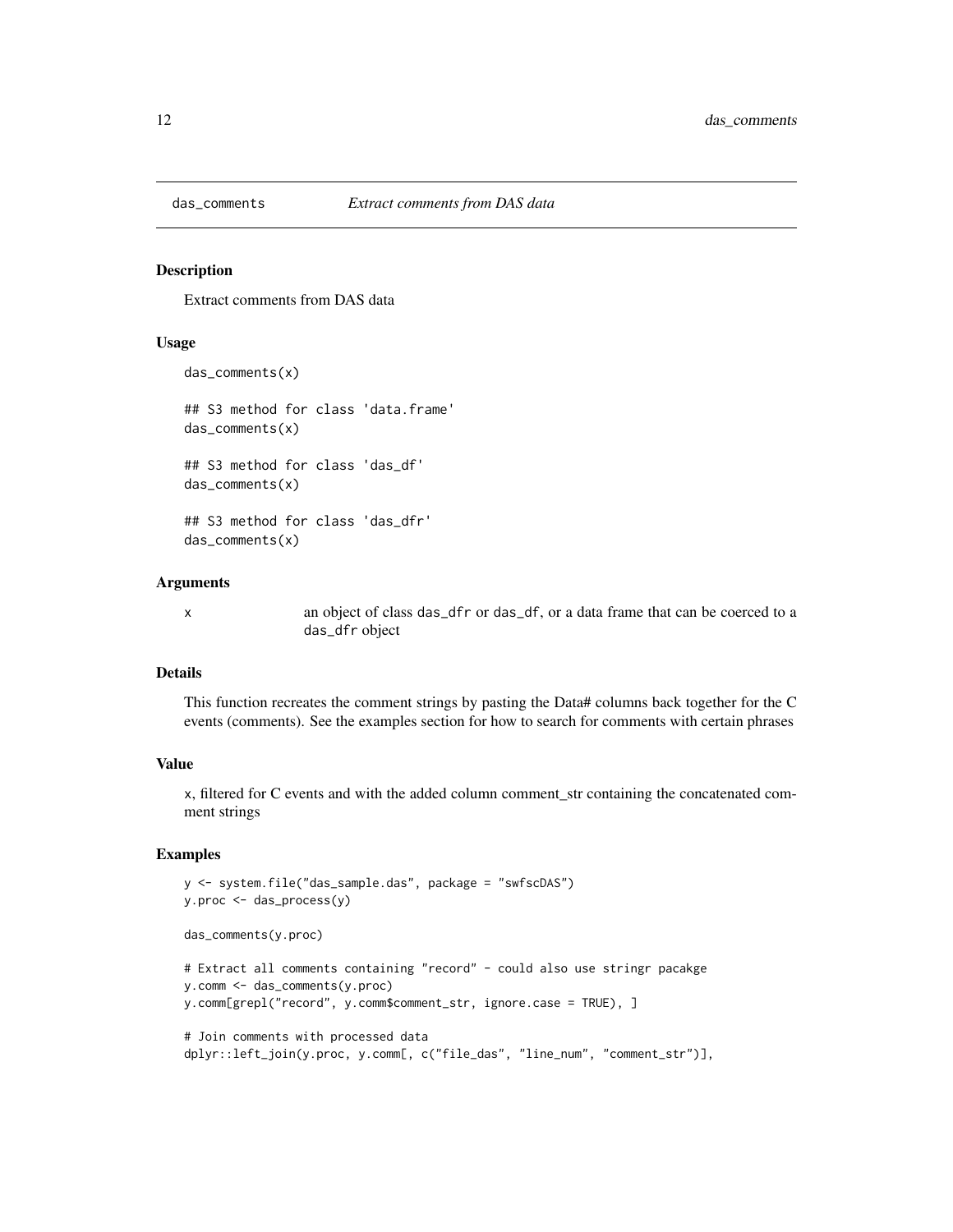## das_comments *Extract comments from DAS data*

### Description

Extract comments from DAS data

### Usage

```
das_comments(x)

## S3 method for class 'data.frame'
das_comments(x)

## S3 method for class 'das_df'
das_comments(x)

## S3 method for class 'das_dfr'
das_comments(x)
```

### Arguments

| | |
|---|---|
| x | an object of class `das_dfr` or `das_df`, or a data frame that can be coerced to a `das_dfr` object |

### Details

This function recreates the comment strings by pasting the Data# columns back together for the C events (comments). See the examples section for how to search for comments with certain phrases

### Value

x, filtered for C events and with the added column comment_str containing the concatenated comment strings

### Examples

```
y <- system.file("das_sample.das", package = "swfscDAS")
y.proc <- das_process(y)

das_comments(y.proc)

# Extract all comments containing "record" - could also use stringr pacakge
y.comm <- das_comments(y.proc)
y.comm[grepl("record", y.comm$comment_str, ignore.case = TRUE), ]

# Join comments with processed data
dplyr::left_join(y.proc, y.comm[, c("file_das", "line_num", "comment_str")],
```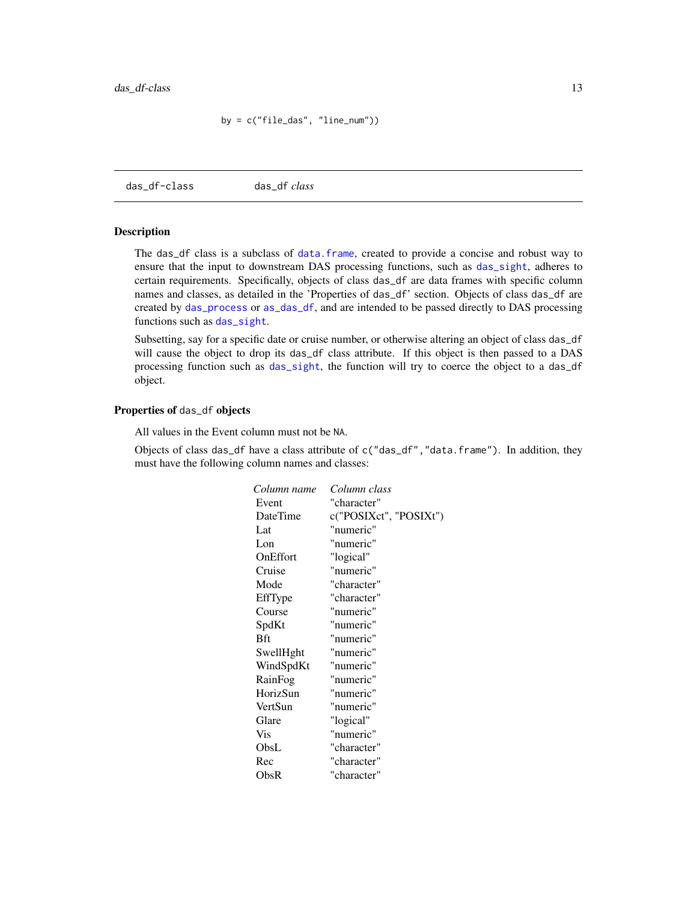```
by = c("file_das", "line_num"))
```

---

das_df-class    das_df *class*

---

### Description

The das_df class is a subclass of data.frame, created to provide a concise and robust way to ensure that the input to downstream DAS processing functions, such as das_sight, adheres to certain requirements. Specifically, objects of class das_df are data frames with specific column names and classes, as detailed in the 'Properties of das_df' section. Objects of class das_df are created by das_process or as_das_df, and are intended to be passed directly to DAS processing functions such as das_sight.

Subsetting, say for a specific date or cruise number, or otherwise altering an object of class das_df will cause the object to drop its das_df class attribute. If this object is then passed to a DAS processing function such as das_sight, the function will try to coerce the object to a das_df object.

### Properties of das_df objects

All values in the Event column must not be NA.

Objects of class das_df have a class attribute of c("das_df","data.frame"). In addition, they must have the following column names and classes:

| *Column name* | *Column class* |
|---|---|
| Event | "character" |
| DateTime | c("POSIXct", "POSIXt") |
| Lat | "numeric" |
| Lon | "numeric" |
| OnEffort | "logical" |
| Cruise | "numeric" |
| Mode | "character" |
| EffType | "character" |
| Course | "numeric" |
| SpdKt | "numeric" |
| Bft | "numeric" |
| SwellHght | "numeric" |
| WindSpdKt | "numeric" |
| RainFog | "numeric" |
| HorizSun | "numeric" |
| VertSun | "numeric" |
| Glare | "logical" |
| Vis | "numeric" |
| ObsL | "character" |
| Rec | "character" |
| ObsR | "character" |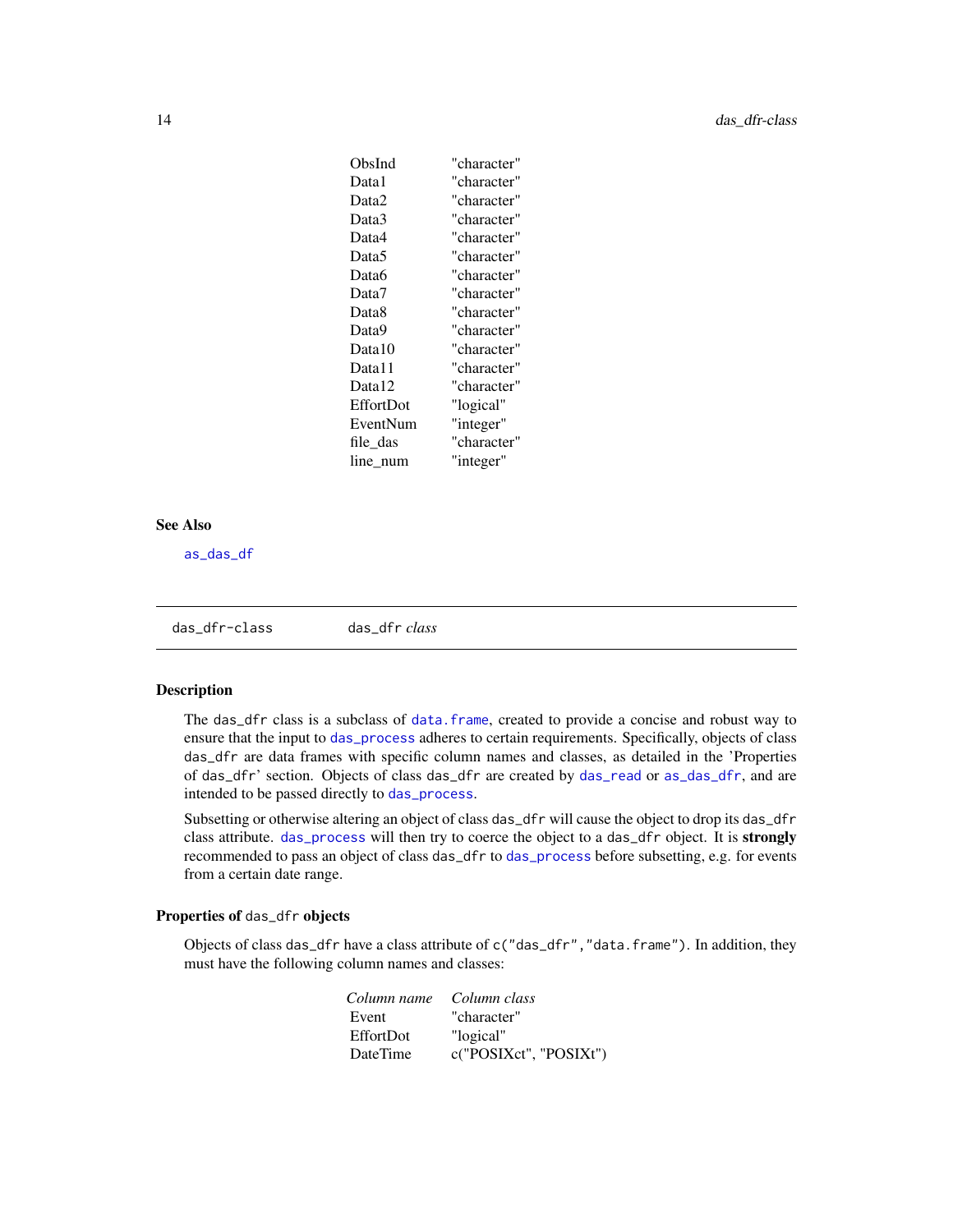| | |
|---|---|
| ObsInd | "character" |
| Data1 | "character" |
| Data2 | "character" |
| Data3 | "character" |
| Data4 | "character" |
| Data5 | "character" |
| Data6 | "character" |
| Data7 | "character" |
| Data8 | "character" |
| Data9 | "character" |
| Data10 | "character" |
| Data11 | "character" |
| Data12 | "character" |
| EffortDot | "logical" |
| EventNum | "integer" |
| file_das | "character" |
| line_num | "integer" |

### See Also

`as_das_df`

---

## das_dfr-class — das_dfr *class*

### Description

The das_dfr class is a subclass of `data.frame`, created to provide a concise and robust way to ensure that the input to `das_process` adheres to certain requirements. Specifically, objects of class das_dfr are data frames with specific column names and classes, as detailed in the 'Properties of das_dfr' section. Objects of class das_dfr are created by `das_read` or `as_das_dfr`, and are intended to be passed directly to `das_process`.

Subsetting or otherwise altering an object of class das_dfr will cause the object to drop its das_dfr class attribute. `das_process` will then try to coerce the object to a das_dfr object. It is **strongly** recommended to pass an object of class das_dfr to `das_process` before subsetting, e.g. for events from a certain date range.

### Properties of das_dfr objects

Objects of class das_dfr have a class attribute of `c("das_dfr","data.frame")`. In addition, they must have the following column names and classes:

| *Column name* | *Column class* |
|---|---|
| Event | "character" |
| EffortDot | "logical" |
| DateTime | c("POSIXct", "POSIXt") |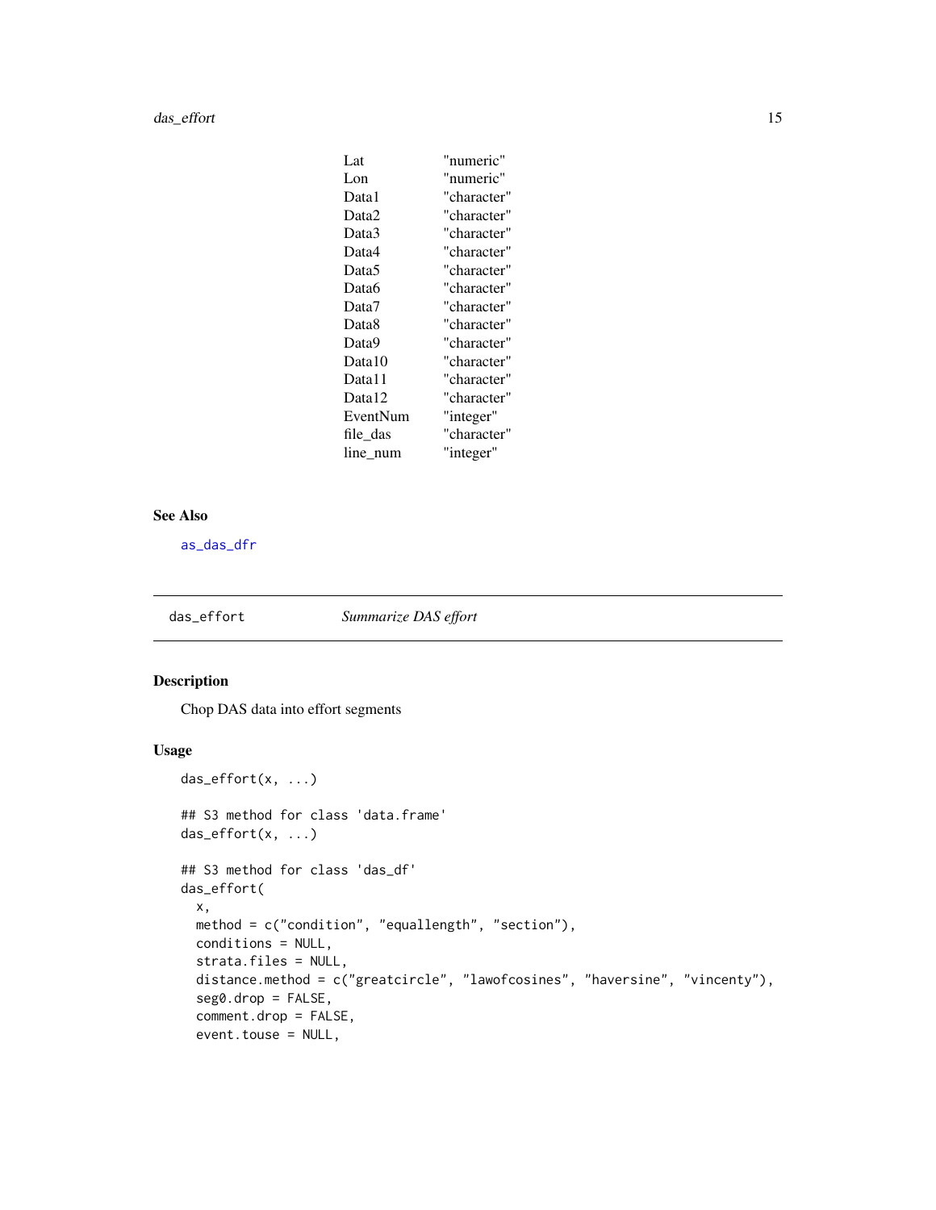| | |
|---|---|
| Lat | "numeric" |
| Lon | "numeric" |
| Data1 | "character" |
| Data2 | "character" |
| Data3 | "character" |
| Data4 | "character" |
| Data5 | "character" |
| Data6 | "character" |
| Data7 | "character" |
| Data8 | "character" |
| Data9 | "character" |
| Data10 | "character" |
| Data11 | "character" |
| Data12 | "character" |
| EventNum | "integer" |
| file_das | "character" |
| line_num | "integer" |

### See Also

as_das_dfr

---

## das_effort — *Summarize DAS effort*

---

### Description

Chop DAS data into effort segments

### Usage

```
das_effort(x, ...)

## S3 method for class 'data.frame'
das_effort(x, ...)

## S3 method for class 'das_df'
das_effort(
  x,
  method = c("condition", "equallength", "section"),
  conditions = NULL,
  strata.files = NULL,
  distance.method = c("greatcircle", "lawofcosines", "haversine", "vincenty"),
  seg0.drop = FALSE,
  comment.drop = FALSE,
  event.touse = NULL,
```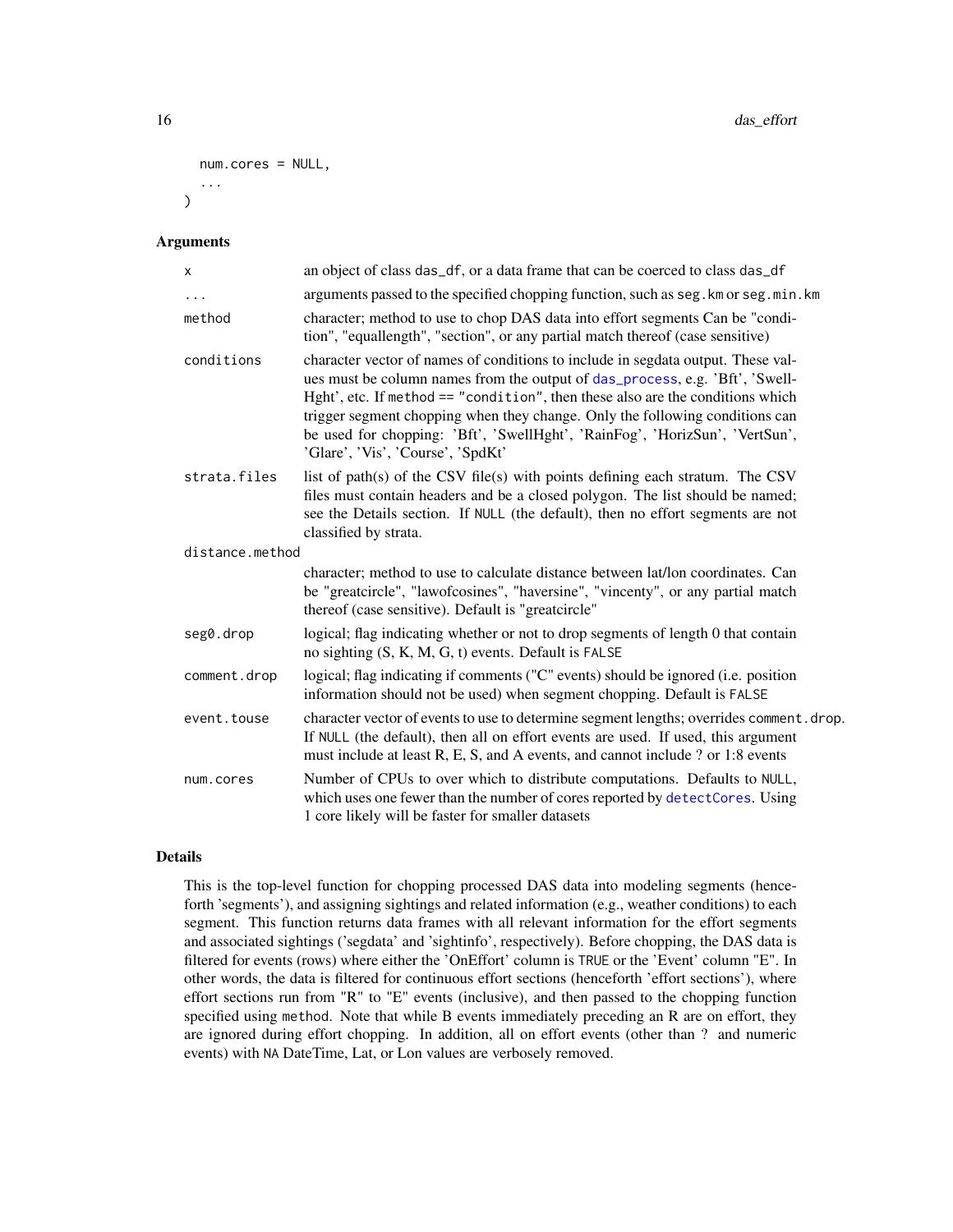```
  num.cores = NULL,
  ...
)
```

## Arguments

| | |
|---|---|
| x | an object of class das_df, or a data frame that can be coerced to class das_df |
| ... | arguments passed to the specified chopping function, such as seg.km or seg.min.km |
| method | character; method to use to chop DAS data into effort segments Can be "condition", "equallength", "section", or any partial match thereof (case sensitive) |
| conditions | character vector of names of conditions to include in segdata output. These values must be column names from the output of das_process, e.g. 'Bft', 'SwellHght', etc. If method == "condition", then these also are the conditions which trigger segment chopping when they change. Only the following conditions can be used for chopping: 'Bft', 'SwellHght', 'RainFog', 'HorizSun', 'VertSun', 'Glare', 'Vis', 'Course', 'SpdKt' |
| strata.files | list of path(s) of the CSV file(s) with points defining each stratum. The CSV files must contain headers and be a closed polygon. The list should be named; see the Details section. If NULL (the default), then no effort segments are not classified by strata. |
| distance.method | character; method to use to calculate distance between lat/lon coordinates. Can be "greatcircle", "lawofcosines", "haversine", "vincenty", or any partial match thereof (case sensitive). Default is "greatcircle" |
| seg0.drop | logical; flag indicating whether or not to drop segments of length 0 that contain no sighting (S, K, M, G, t) events. Default is FALSE |
| comment.drop | logical; flag indicating if comments ("C" events) should be ignored (i.e. position information should not be used) when segment chopping. Default is FALSE |
| event.touse | character vector of events to use to determine segment lengths; overrides comment.drop. If NULL (the default), then all on effort events are used. If used, this argument must include at least R, E, S, and A events, and cannot include ? or 1:8 events |
| num.cores | Number of CPUs to over which to distribute computations. Defaults to NULL, which uses one fewer than the number of cores reported by detectCores. Using 1 core likely will be faster for smaller datasets |

## Details

This is the top-level function for chopping processed DAS data into modeling segments (henceforth 'segments'), and assigning sightings and related information (e.g., weather conditions) to each segment. This function returns data frames with all relevant information for the effort segments and associated sightings ('segdata' and 'sightinfo', respectively). Before chopping, the DAS data is filtered for events (rows) where either the 'OnEffort' column is TRUE or the 'Event' column "E". In other words, the data is filtered for continuous effort sections (henceforth 'effort sections'), where effort sections run from "R" to "E" events (inclusive), and then passed to the chopping function specified using method. Note that while B events immediately preceding an R are on effort, they are ignored during effort chopping. In addition, all on effort events (other than ? and numeric events) with NA DateTime, Lat, or Lon values are verbosely removed.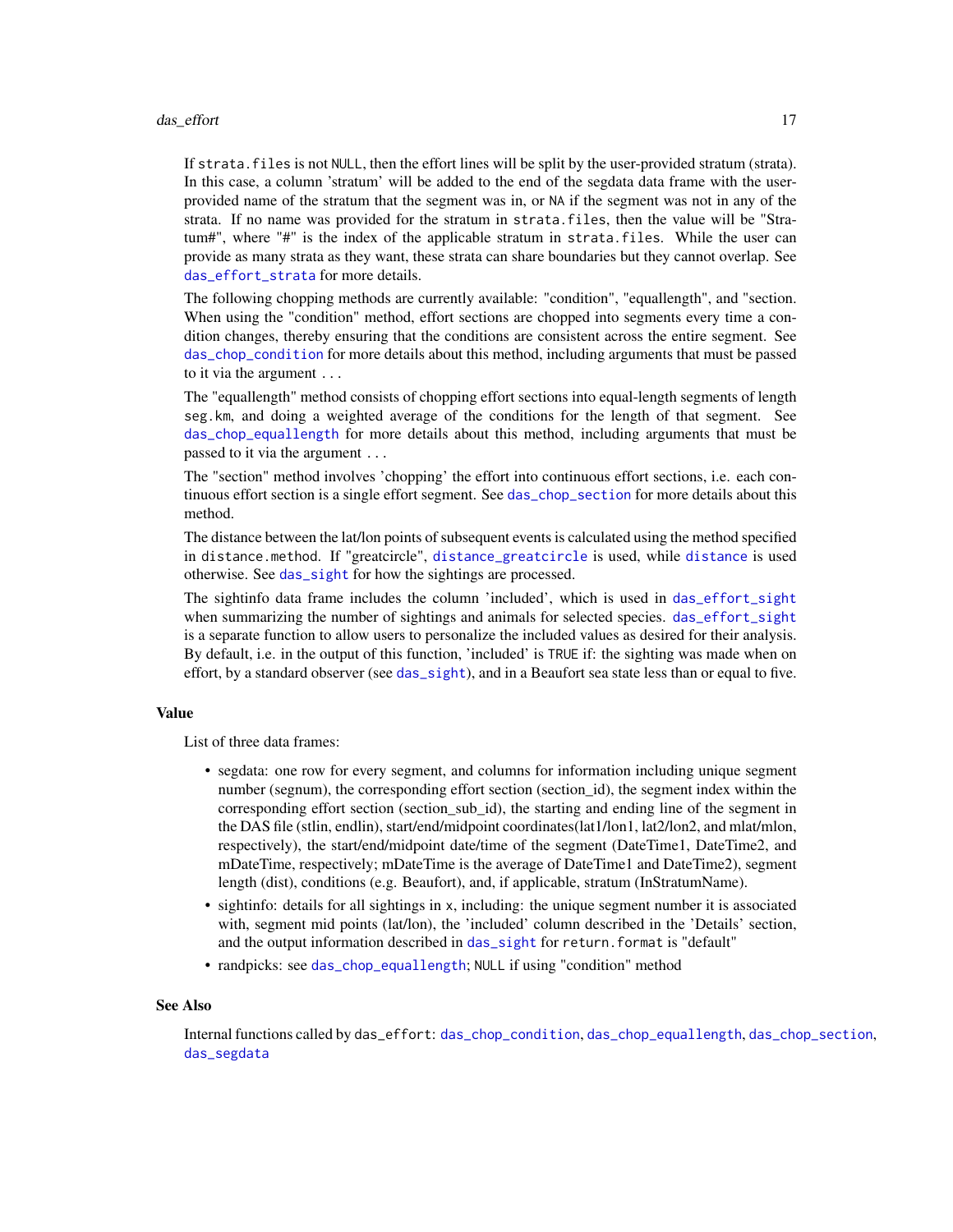If `strata.files` is not `NULL`, then the effort lines will be split by the user-provided stratum (strata). In this case, a column 'stratum' will be added to the end of the segdata data frame with the user-provided name of the stratum that the segment was in, or `NA` if the segment was not in any of the strata. If no name was provided for the stratum in `strata.files`, then the value will be "Stratum#", where "#" is the index of the applicable stratum in `strata.files`. While the user can provide as many strata as they want, these strata can share boundaries but they cannot overlap. See `das_effort_strata` for more details.

The following chopping methods are currently available: "condition", "equallength", and "section. When using the "condition" method, effort sections are chopped into segments every time a condition changes, thereby ensuring that the conditions are consistent across the entire segment. See `das_chop_condition` for more details about this method, including arguments that must be passed to it via the argument `...`

The "equallength" method consists of chopping effort sections into equal-length segments of length `seg.km`, and doing a weighted average of the conditions for the length of that segment. See `das_chop_equallength` for more details about this method, including arguments that must be passed to it via the argument `...`

The "section" method involves 'chopping' the effort into continuous effort sections, i.e. each continuous effort section is a single effort segment. See `das_chop_section` for more details about this method.

The distance between the lat/lon points of subsequent events is calculated using the method specified in `distance.method`. If "greatcircle", `distance_greatcircle` is used, while `distance` is used otherwise. See `das_sight` for how the sightings are processed.

The sightinfo data frame includes the column 'included', which is used in `das_effort_sight` when summarizing the number of sightings and animals for selected species. `das_effort_sight` is a separate function to allow users to personalize the included values as desired for their analysis. By default, i.e. in the output of this function, 'included' is `TRUE` if: the sighting was made when on effort, by a standard observer (see `das_sight`), and in a Beaufort sea state less than or equal to five.

## Value

List of three data frames:

- segdata: one row for every segment, and columns for information including unique segment number (segnum), the corresponding effort section (section_id), the segment index within the corresponding effort section (section_sub_id), the starting and ending line of the segment in the DAS file (stlin, endlin), start/end/midpoint coordinates(lat1/lon1, lat2/lon2, and mlat/mlon, respectively), the start/end/midpoint date/time of the segment (DateTime1, DateTime2, and mDateTime, respectively; mDateTime is the average of DateTime1 and DateTime2), segment length (dist), conditions (e.g. Beaufort), and, if applicable, stratum (InStratumName).
- sightinfo: details for all sightings in `x`, including: the unique segment number it is associated with, segment mid points (lat/lon), the 'included' column described in the 'Details' section, and the output information described in `das_sight` for `return.format` is "default"
- randpicks: see `das_chop_equallength`; `NULL` if using "condition" method

## See Also

Internal functions called by `das_effort`: `das_chop_condition`, `das_chop_equallength`, `das_chop_section`, `das_segdata`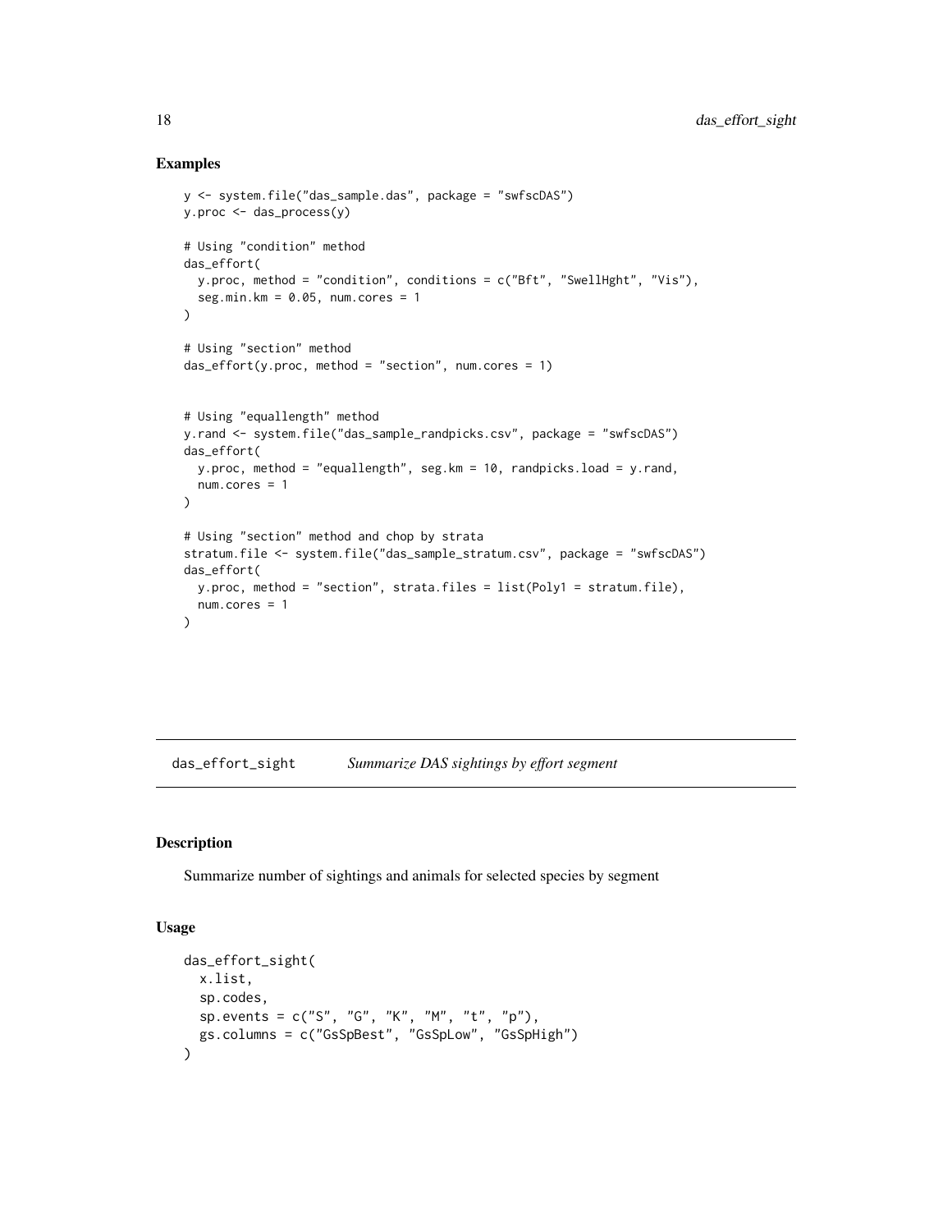## Examples

```
y <- system.file("das_sample.das", package = "swfscDAS")
y.proc <- das_process(y)

# Using "condition" method
das_effort(
  y.proc, method = "condition", conditions = c("Bft", "SwellHght", "Vis"),
  seg.min.km = 0.05, num.cores = 1
)

# Using "section" method
das_effort(y.proc, method = "section", num.cores = 1)


# Using "equallength" method
y.rand <- system.file("das_sample_randpicks.csv", package = "swfscDAS")
das_effort(
  y.proc, method = "equallength", seg.km = 10, randpicks.load = y.rand,
  num.cores = 1
)

# Using "section" method and chop by strata
stratum.file <- system.file("das_sample_stratum.csv", package = "swfscDAS")
das_effort(
  y.proc, method = "section", strata.files = list(Poly1 = stratum.file),
  num.cores = 1
)
```

---

# das_effort_sight    *Summarize DAS sightings by effort segment*

---

## Description

Summarize number of sightings and animals for selected species by segment

## Usage

```
das_effort_sight(
  x.list,
  sp.codes,
  sp.events = c("S", "G", "K", "M", "t", "p"),
  gs.columns = c("GsSpBest", "GsSpLow", "GsSpHigh")
)
```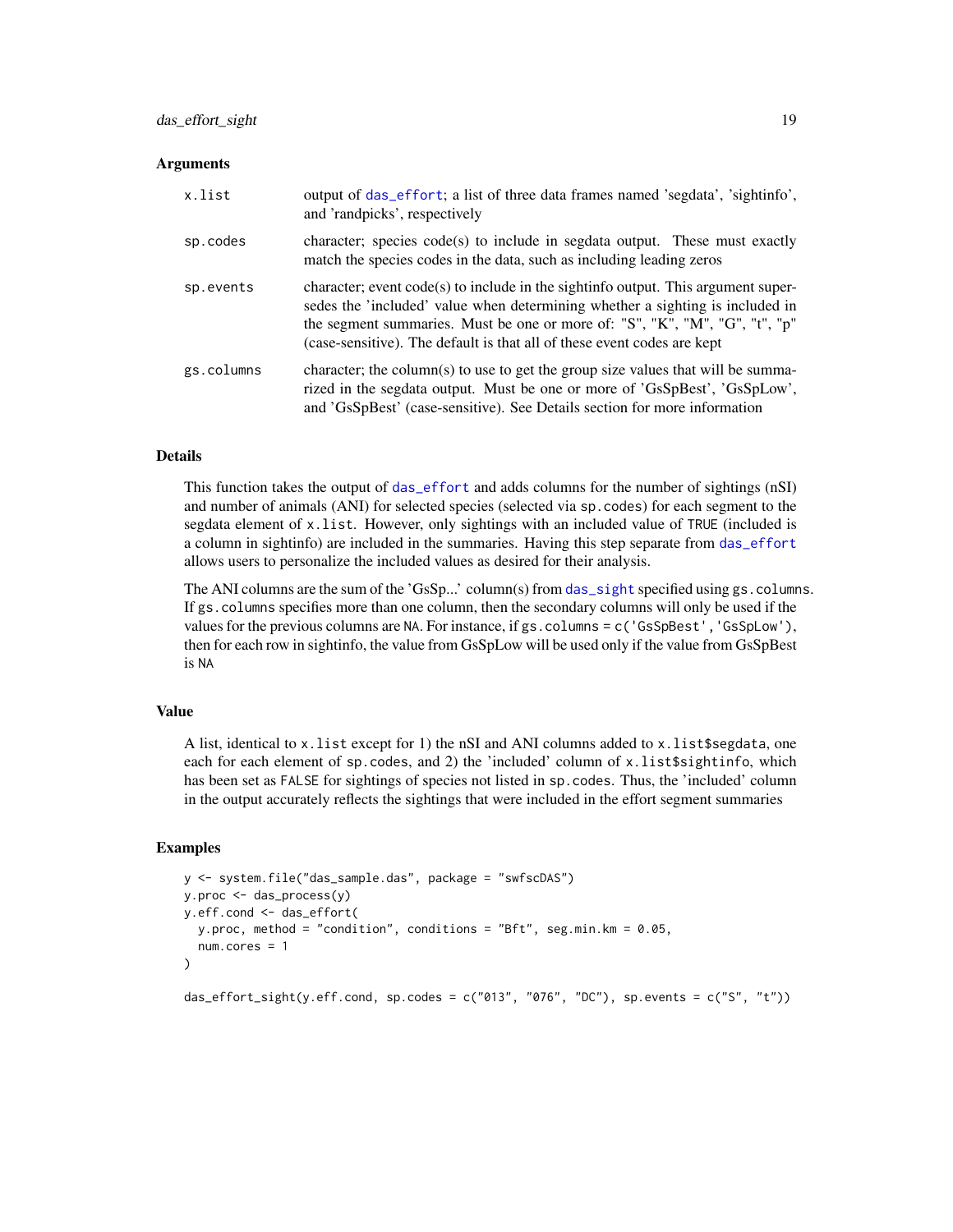### Arguments

| | |
|---|---|
| x.list | output of das_effort; a list of three data frames named 'segdata', 'sightinfo', and 'randpicks', respectively |
| sp.codes | character; species code(s) to include in segdata output. These must exactly match the species codes in the data, such as including leading zeros |
| sp.events | character; event code(s) to include in the sightinfo output. This argument supersedes the 'included' value when determining whether a sighting is included in the segment summaries. Must be one or more of: "S", "K", "M", "G", "t", "p" (case-sensitive). The default is that all of these event codes are kept |
| gs.columns | character; the column(s) to use to get the group size values that will be summarized in the segdata output. Must be one or more of 'GsSpBest', 'GsSpLow', and 'GsSpBest' (case-sensitive). See Details section for more information |

### Details

This function takes the output of das_effort and adds columns for the number of sightings (nSI) and number of animals (ANI) for selected species (selected via `sp.codes`) for each segment to the segdata element of `x.list`. However, only sightings with an included value of `TRUE` (included is a column in sightinfo) are included in the summaries. Having this step separate from das_effort allows users to personalize the included values as desired for their analysis.

The ANI columns are the sum of the 'GsSp...' column(s) from das_sight specified using `gs.columns`. If `gs.columns` specifies more than one column, then the secondary columns will only be used if the values for the previous columns are `NA`. For instance, if `gs.columns = c('GsSpBest','GsSpLow')`, then for each row in sightinfo, the value from GsSpLow will be used only if the value from GsSpBest is `NA`

### Value

A list, identical to `x.list` except for 1) the nSI and ANI columns added to `x.list$segdata`, one each for each element of `sp.codes`, and 2) the 'included' column of `x.list$sightinfo`, which has been set as `FALSE` for sightings of species not listed in `sp.codes`. Thus, the 'included' column in the output accurately reflects the sightings that were included in the effort segment summaries

### Examples

```
y <- system.file("das_sample.das", package = "swfscDAS")
y.proc <- das_process(y)
y.eff.cond <- das_effort(
  y.proc, method = "condition", conditions = "Bft", seg.min.km = 0.05,
  num.cores = 1
)

das_effort_sight(y.eff.cond, sp.codes = c("013", "076", "DC"), sp.events = c("S", "t"))
```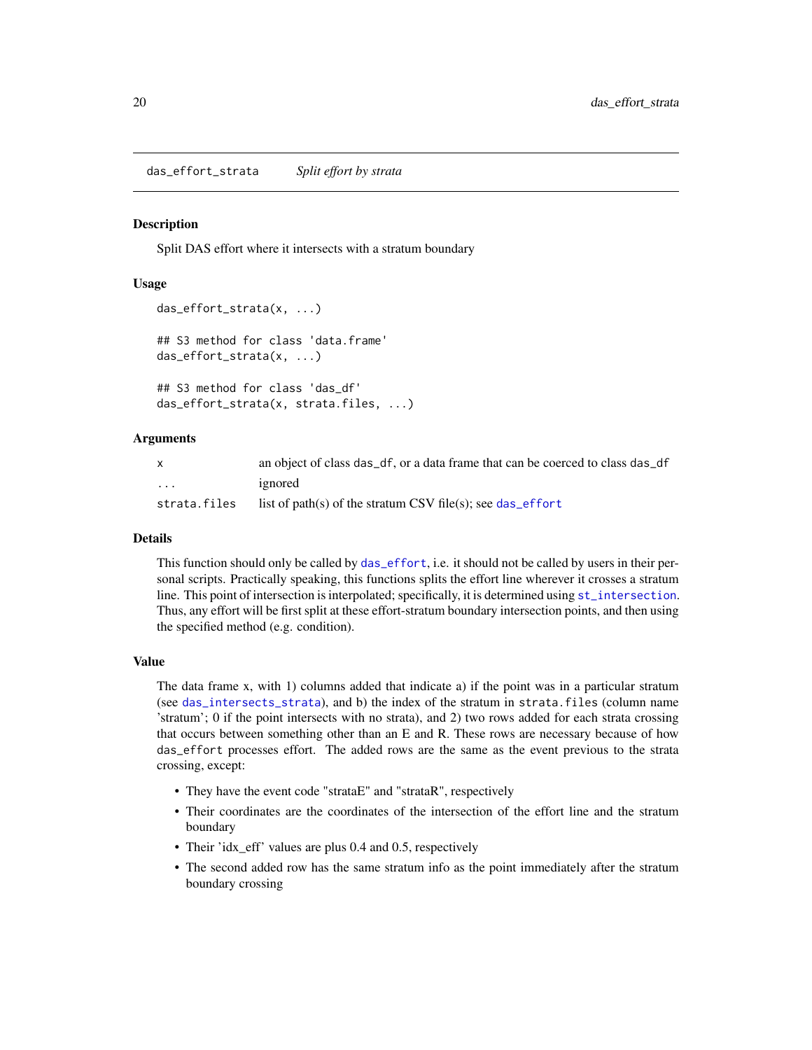# das_effort_strata *Split effort by strata*

## Description

Split DAS effort where it intersects with a stratum boundary

## Usage

```
das_effort_strata(x, ...)

## S3 method for class 'data.frame'
das_effort_strata(x, ...)

## S3 method for class 'das_df'
das_effort_strata(x, strata.files, ...)
```

## Arguments

| | |
|---|---|
| `x` | an object of class `das_df`, or a data frame that can be coerced to class `das_df` |
| `...` | ignored |
| `strata.files` | list of path(s) of the stratum CSV file(s); see `das_effort` |

## Details

This function should only be called by `das_effort`, i.e. it should not be called by users in their personal scripts. Practically speaking, this functions splits the effort line wherever it crosses a stratum line. This point of intersection is interpolated; specifically, it is determined using `st_intersection`. Thus, any effort will be first split at these effort-stratum boundary intersection points, and then using the specified method (e.g. condition).

## Value

The data frame x, with 1) columns added that indicate a) if the point was in a particular stratum (see `das_intersects_strata`), and b) the index of the stratum in `strata.files` (column name 'stratum'; 0 if the point intersects with no strata), and 2) two rows added for each strata crossing that occurs between something other than an E and R. These rows are necessary because of how `das_effort` processes effort. The added rows are the same as the event previous to the strata crossing, except:

- They have the event code "strataE" and "strataR", respectively
- Their coordinates are the coordinates of the intersection of the effort line and the stratum boundary
- Their 'idx_eff' values are plus 0.4 and 0.5, respectively
- The second added row has the same stratum info as the point immediately after the stratum boundary crossing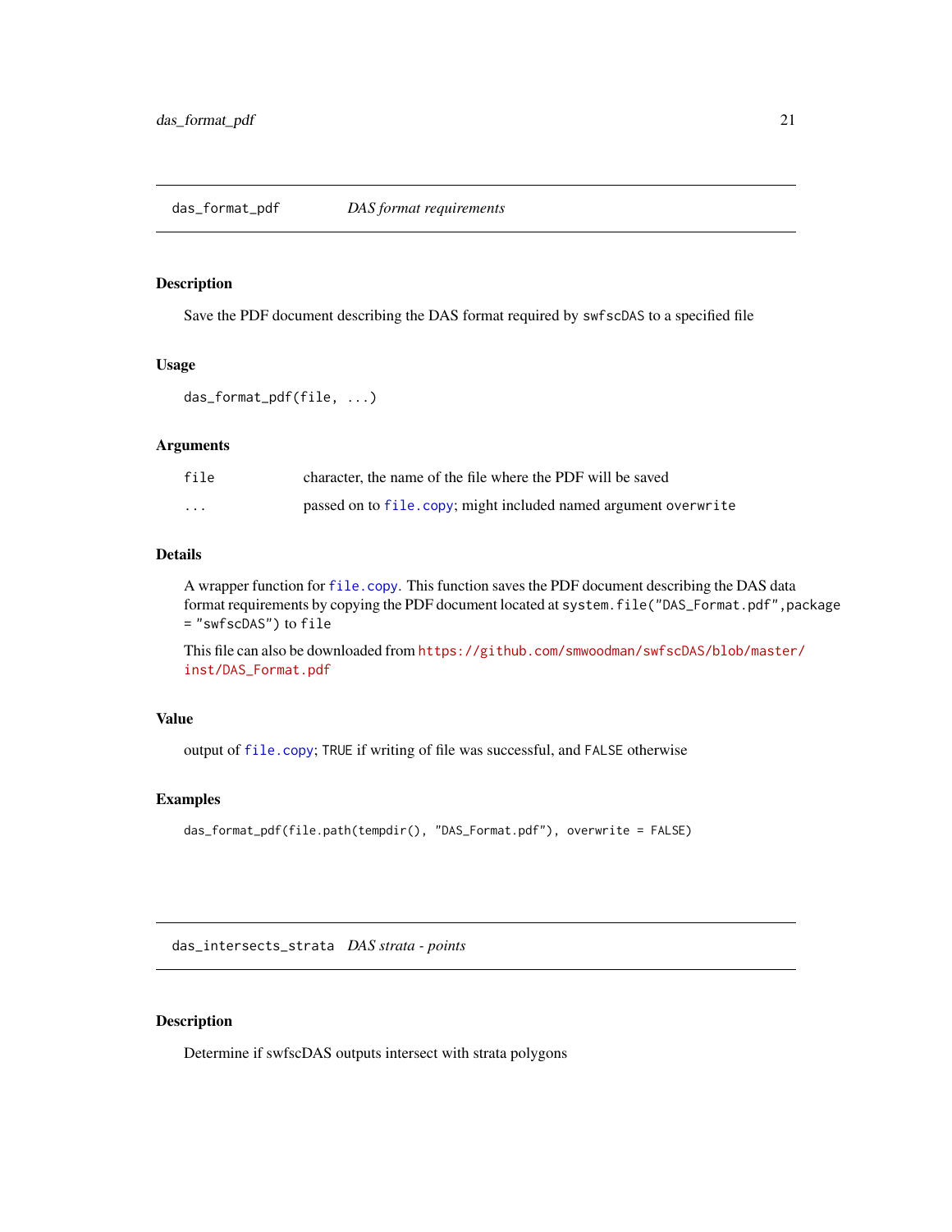## das_format_pdf    *DAS format requirements*

### Description

Save the PDF document describing the DAS format required by `swfscDAS` to a specified file

### Usage

```
das_format_pdf(file, ...)
```

### Arguments

| | |
|---|---|
| `file` | character, the name of the file where the PDF will be saved |
| `...` | passed on to `file.copy`; might included named argument `overwrite` |

### Details

A wrapper function for `file.copy`. This function saves the PDF document describing the DAS data format requirements by copying the PDF document located at `system.file("DAS_Format.pdf",package = "swfscDAS")` to `file`

This file can also be downloaded from https://github.com/smwoodman/swfscDAS/blob/master/inst/DAS_Format.pdf

### Value

output of `file.copy`; `TRUE` if writing of file was successful, and `FALSE` otherwise

### Examples

```
das_format_pdf(file.path(tempdir(), "DAS_Format.pdf"), overwrite = FALSE)
```

## das_intersects_strata    *DAS strata - points*

### Description

Determine if swfscDAS outputs intersect with strata polygons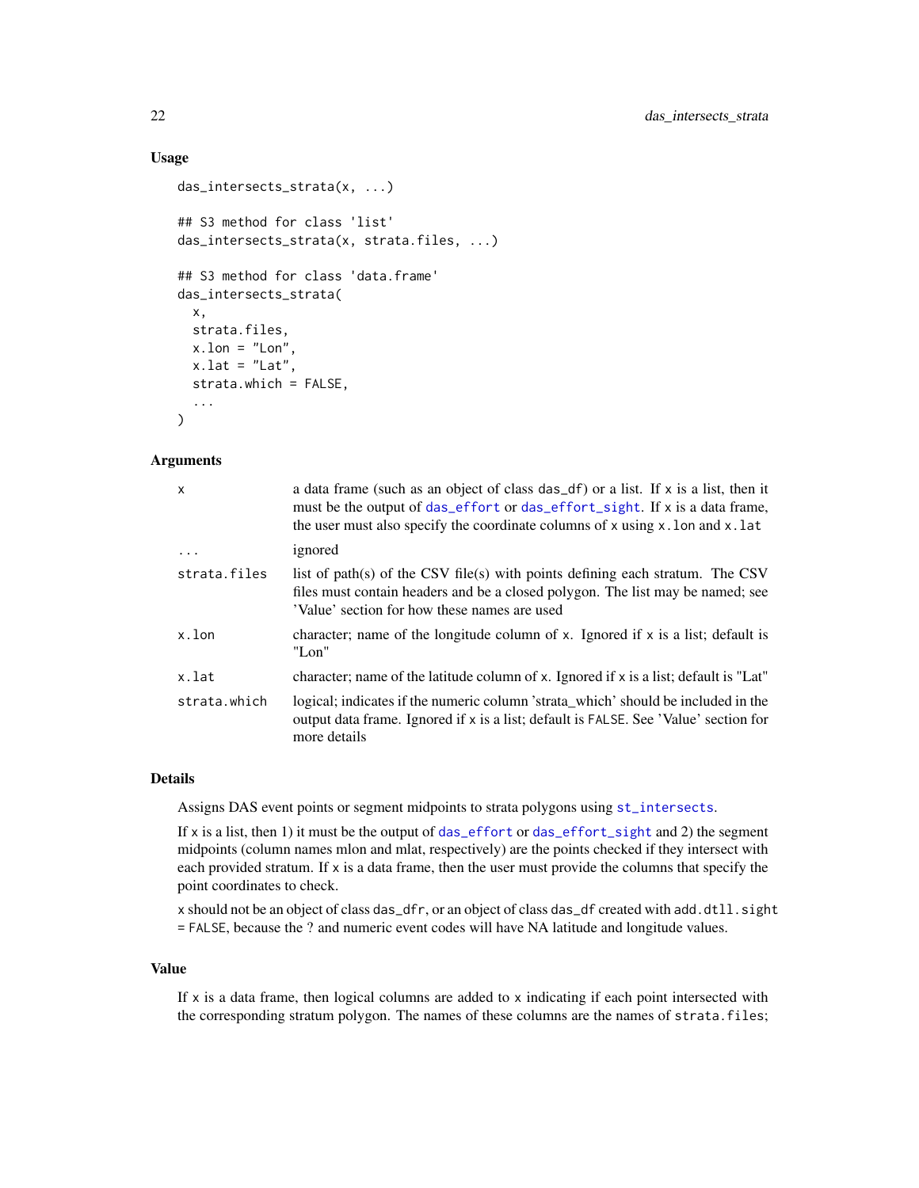### Usage

```
das_intersects_strata(x, ...)

## S3 method for class 'list'
das_intersects_strata(x, strata.files, ...)

## S3 method for class 'data.frame'
das_intersects_strata(
  x,
  strata.files,
  x.lon = "Lon",
  x.lat = "Lat",
  strata.which = FALSE,
  ...
)
```

### Arguments

| | |
|---|---|
| x | a data frame (such as an object of class das_df) or a list. If x is a list, then it must be the output of das_effort or das_effort_sight. If x is a data frame, the user must also specify the coordinate columns of x using x.lon and x.lat |
| ... | ignored |
| strata.files | list of path(s) of the CSV file(s) with points defining each stratum. The CSV files must contain headers and be a closed polygon. The list may be named; see 'Value' section for how these names are used |
| x.lon | character; name of the longitude column of x. Ignored if x is a list; default is "Lon" |
| x.lat | character; name of the latitude column of x. Ignored if x is a list; default is "Lat" |
| strata.which | logical; indicates if the numeric column 'strata_which' should be included in the output data frame. Ignored if x is a list; default is FALSE. See 'Value' section for more details |

### Details

Assigns DAS event points or segment midpoints to strata polygons using st_intersects.

If x is a list, then 1) it must be the output of das_effort or das_effort_sight and 2) the segment midpoints (column names mlon and mlat, respectively) are the points checked if they intersect with each provided stratum. If x is a data frame, then the user must provide the columns that specify the point coordinates to check.

x should not be an object of class das_dfr, or an object of class das_df created with add.dtll.sight = FALSE, because the ? and numeric event codes will have NA latitude and longitude values.

### Value

If x is a data frame, then logical columns are added to x indicating if each point intersected with the corresponding stratum polygon. The names of these columns are the names of strata.files;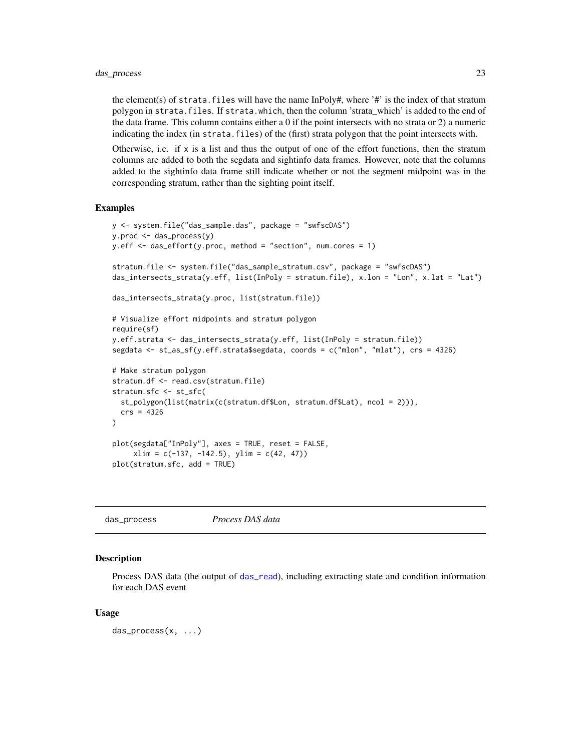the element(s) of `strata.files` will have the name InPoly#, where '#' is the index of that stratum polygon in `strata.files`. If `strata.which`, then the column 'strata_which' is added to the end of the data frame. This column contains either a 0 if the point intersects with no strata or 2) a numeric indicating the index (in `strata.files`) of the (first) strata polygon that the point intersects with.

Otherwise, i.e. if `x` is a list and thus the output of one of the effort functions, then the stratum columns are added to both the segdata and sightinfo data frames. However, note that the columns added to the sightinfo data frame still indicate whether or not the segment midpoint was in the corresponding stratum, rather than the sighting point itself.

### Examples

```
y <- system.file("das_sample.das", package = "swfscDAS")
y.proc <- das_process(y)
y.eff <- das_effort(y.proc, method = "section", num.cores = 1)

stratum.file <- system.file("das_sample_stratum.csv", package = "swfscDAS")
das_intersects_strata(y.eff, list(InPoly = stratum.file), x.lon = "Lon", x.lat = "Lat")

das_intersects_strata(y.proc, list(stratum.file))

# Visualize effort midpoints and stratum polygon
require(sf)
y.eff.strata <- das_intersects_strata(y.eff, list(InPoly = stratum.file))
segdata <- st_as_sf(y.eff.strata$segdata, coords = c("mlon", "mlat"), crs = 4326)

# Make stratum polygon
stratum.df <- read.csv(stratum.file)
stratum.sfc <- st_sfc(
  st_polygon(list(matrix(c(stratum.df$Lon, stratum.df$Lat), ncol = 2))),
  crs = 4326
)

plot(segdata["InPoly"], axes = TRUE, reset = FALSE,
     xlim = c(-137, -142.5), ylim = c(42, 47))
plot(stratum.sfc, add = TRUE)
```

---

## das_process *Process DAS data*

### Description

Process DAS data (the output of das_read), including extracting state and condition information for each DAS event

### Usage

```
das_process(x, ...)
```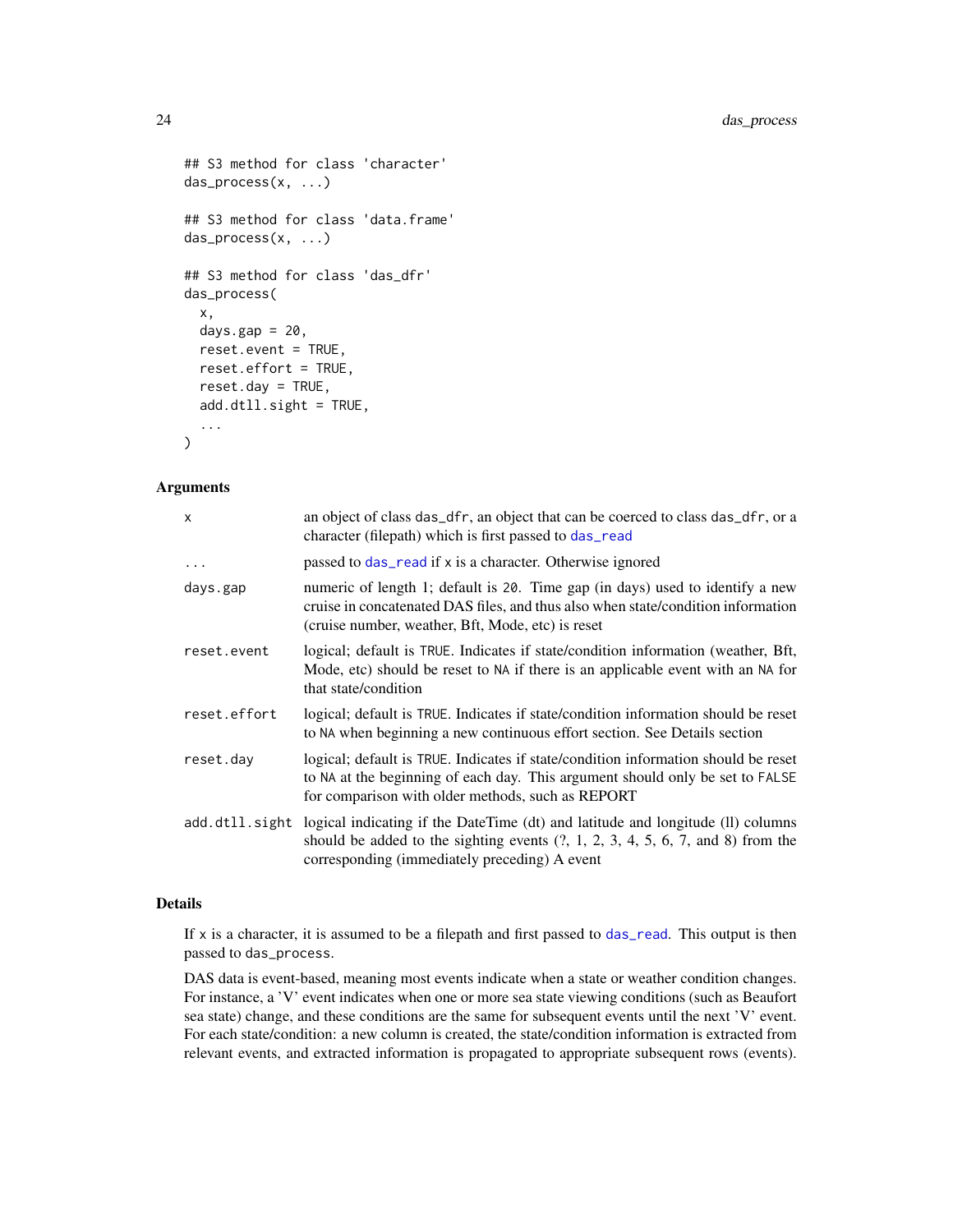```
## S3 method for class 'character'
das_process(x, ...)

## S3 method for class 'data.frame'
das_process(x, ...)

## S3 method for class 'das_dfr'
das_process(
  x,
  days.gap = 20,
  reset.event = TRUE,
  reset.effort = TRUE,
  reset.day = TRUE,
  add.dtll.sight = TRUE,
  ...
)
```

### Arguments

| | |
|---|---|
| `x` | an object of class `das_dfr`, an object that can be coerced to class `das_dfr`, or a character (filepath) which is first passed to `das_read` |
| `...` | passed to `das_read` if `x` is a character. Otherwise ignored |
| `days.gap` | numeric of length 1; default is `20`. Time gap (in days) used to identify a new cruise in concatenated DAS files, and thus also when state/condition information (cruise number, weather, Bft, Mode, etc) is reset |
| `reset.event` | logical; default is `TRUE`. Indicates if state/condition information (weather, Bft, Mode, etc) should be reset to `NA` if there is an applicable event with an `NA` for that state/condition |
| `reset.effort` | logical; default is `TRUE`. Indicates if state/condition information should be reset to `NA` when beginning a new continuous effort section. See Details section |
| `reset.day` | logical; default is `TRUE`. Indicates if state/condition information should be reset to `NA` at the beginning of each day. This argument should only be set to `FALSE` for comparison with older methods, such as REPORT |
| `add.dtll.sight` | logical indicating if the DateTime (dt) and latitude and longitude (ll) columns should be added to the sighting events (?, 1, 2, 3, 4, 5, 6, 7, and 8) from the corresponding (immediately preceding) A event |

### Details

If `x` is a character, it is assumed to be a filepath and first passed to `das_read`. This output is then passed to `das_process`.

DAS data is event-based, meaning most events indicate when a state or weather condition changes. For instance, a 'V' event indicates when one or more sea state viewing conditions (such as Beaufort sea state) change, and these conditions are the same for subsequent events until the next 'V' event. For each state/condition: a new column is created, the state/condition information is extracted from relevant events, and extracted information is propagated to appropriate subsequent rows (events).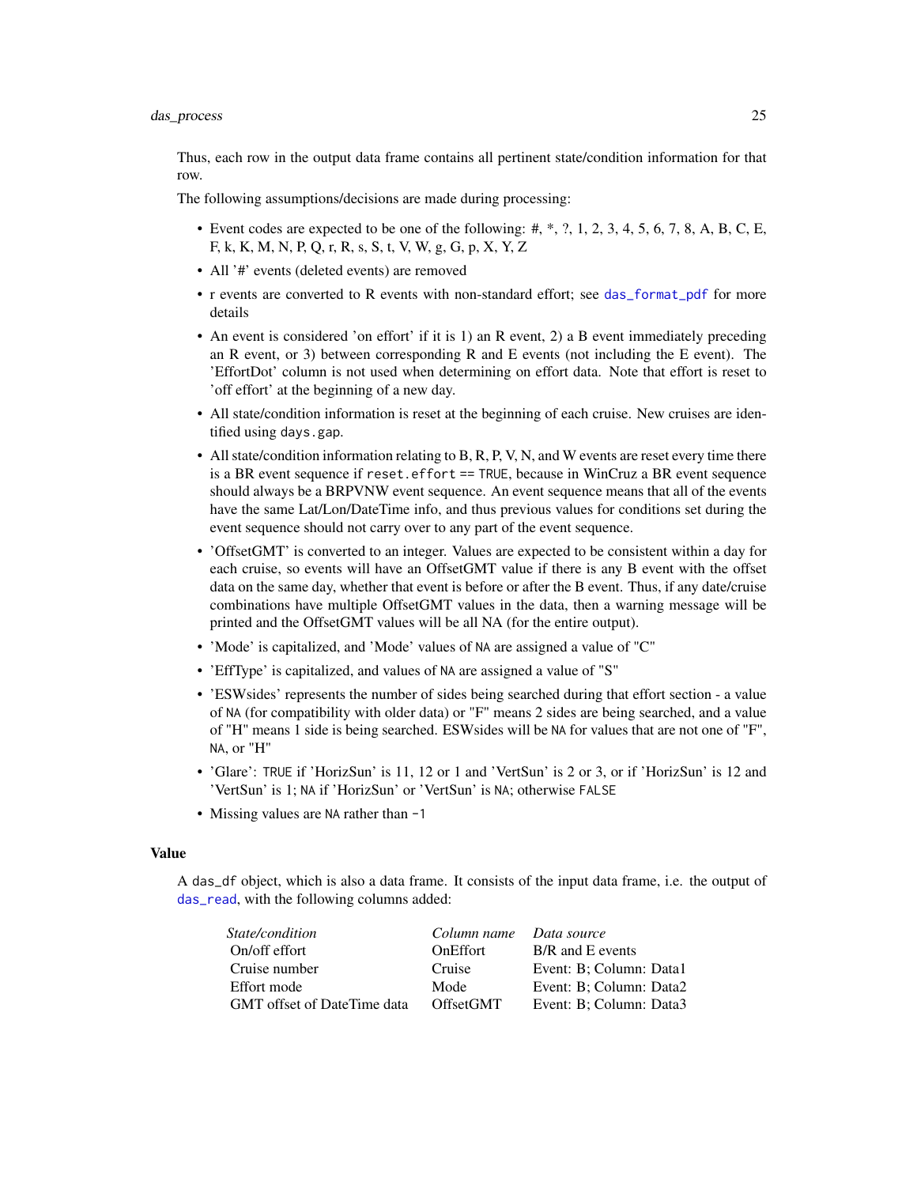Thus, each row in the output data frame contains all pertinent state/condition information for that row.

The following assumptions/decisions are made during processing:

- Event codes are expected to be one of the following: #, *, ?, 1, 2, 3, 4, 5, 6, 7, 8, A, B, C, E, F, k, K, M, N, P, Q, r, R, s, S, t, V, W, g, G, p, X, Y, Z
- All '#' events (deleted events) are removed
- r events are converted to R events with non-standard effort; see `das_format_pdf` for more details
- An event is considered 'on effort' if it is 1) an R event, 2) a B event immediately preceding an R event, or 3) between corresponding R and E events (not including the E event). The 'EffortDot' column is not used when determining on effort data. Note that effort is reset to 'off effort' at the beginning of a new day.
- All state/condition information is reset at the beginning of each cruise. New cruises are identified using `days.gap`.
- All state/condition information relating to B, R, P, V, N, and W events are reset every time there is a BR event sequence if `reset.effort == TRUE`, because in WinCruz a BR event sequence should always be a BRPVNW event sequence. An event sequence means that all of the events have the same Lat/Lon/DateTime info, and thus previous values for conditions set during the event sequence should not carry over to any part of the event sequence.
- 'OffsetGMT' is converted to an integer. Values are expected to be consistent within a day for each cruise, so events will have an OffsetGMT value if there is any B event with the offset data on the same day, whether that event is before or after the B event. Thus, if any date/cruise combinations have multiple OffsetGMT values in the data, then a warning message will be printed and the OffsetGMT values will be all NA (for the entire output).
- 'Mode' is capitalized, and 'Mode' values of `NA` are assigned a value of "C"
- 'EffType' is capitalized, and values of `NA` are assigned a value of "S"
- 'ESWsides' represents the number of sides being searched during that effort section - a value of `NA` (for compatibility with older data) or "F" means 2 sides are being searched, and a value of "H" means 1 side is being searched. ESWsides will be `NA` for values that are not one of "F", `NA`, or "H"
- 'Glare': `TRUE` if 'HorizSun' is 11, 12 or 1 and 'VertSun' is 2 or 3, or if 'HorizSun' is 12 and 'VertSun' is 1; `NA` if 'HorizSun' or 'VertSun' is `NA`; otherwise `FALSE`
- Missing values are `NA` rather than `-1`

## Value

A `das_df` object, which is also a data frame. It consists of the input data frame, i.e. the output of `das_read`, with the following columns added:

| *State/condition* | *Column name* | *Data source* |
|---|---|---|
| On/off effort | OnEffort | B/R and E events |
| Cruise number | Cruise | Event: B; Column: Data1 |
| Effort mode | Mode | Event: B; Column: Data2 |
| GMT offset of DateTime data | OffsetGMT | Event: B; Column: Data3 |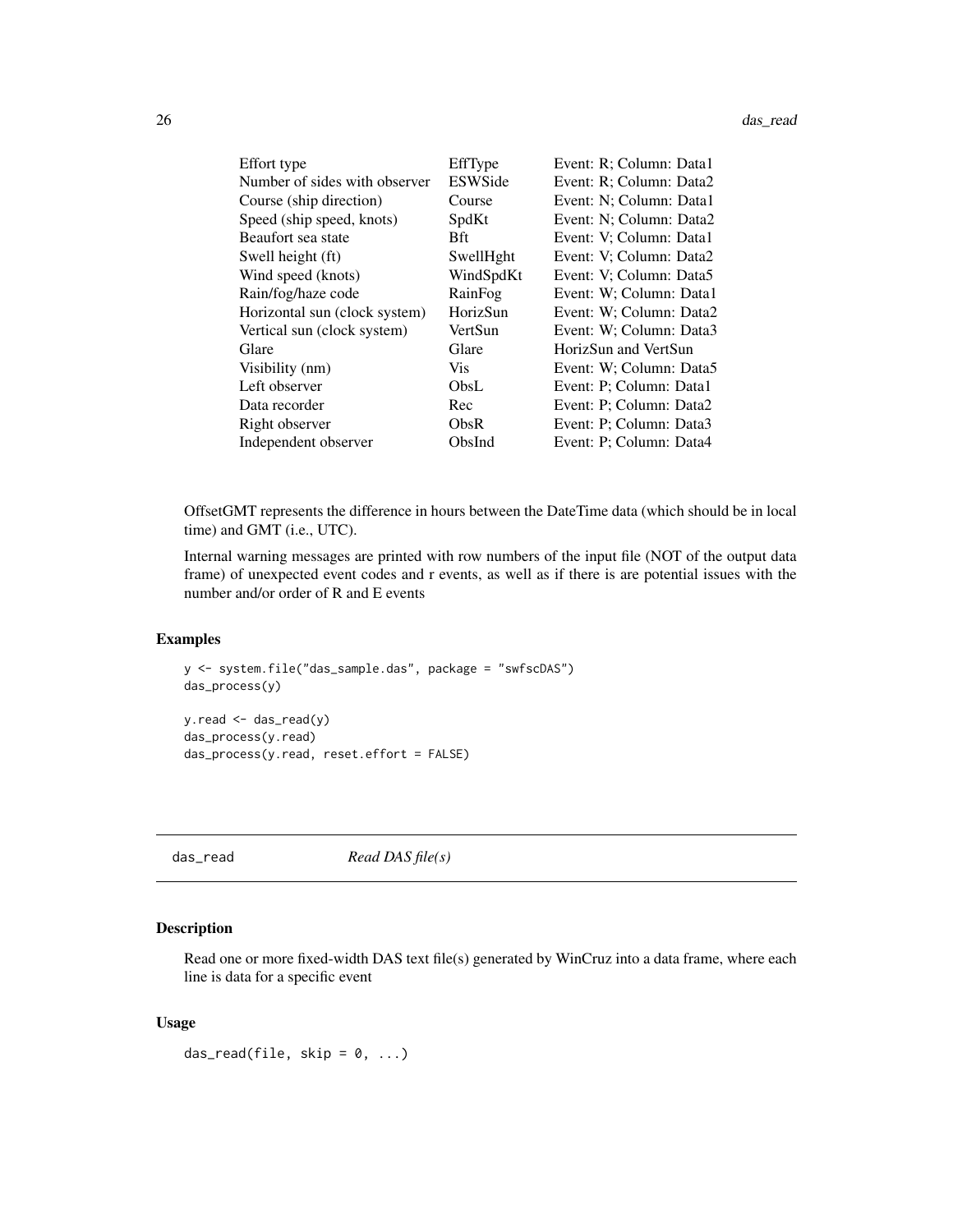| | | |
|---|---|---|
| Effort type | EffType | Event: R; Column: Data1 |
| Number of sides with observer | ESWSide | Event: R; Column: Data2 |
| Course (ship direction) | Course | Event: N; Column: Data1 |
| Speed (ship speed, knots) | SpdKt | Event: N; Column: Data2 |
| Beaufort sea state | Bft | Event: V; Column: Data1 |
| Swell height (ft) | SwellHght | Event: V; Column: Data2 |
| Wind speed (knots) | WindSpdKt | Event: V; Column: Data5 |
| Rain/fog/haze code | RainFog | Event: W; Column: Data1 |
| Horizontal sun (clock system) | HorizSun | Event: W; Column: Data2 |
| Vertical sun (clock system) | VertSun | Event: W; Column: Data3 |
| Glare | Glare | HorizSun and VertSun |
| Visibility (nm) | Vis | Event: W; Column: Data5 |
| Left observer | ObsL | Event: P; Column: Data1 |
| Data recorder | Rec | Event: P; Column: Data2 |
| Right observer | ObsR | Event: P; Column: Data3 |
| Independent observer | ObsInd | Event: P; Column: Data4 |

OffsetGMT represents the difference in hours between the DateTime data (which should be in local time) and GMT (i.e., UTC).

Internal warning messages are printed with row numbers of the input file (NOT of the output data frame) of unexpected event codes and r events, as well as if there is are potential issues with the number and/or order of R and E events

### Examples

```
y <- system.file("das_sample.das", package = "swfscDAS")
das_process(y)

y.read <- das_read(y)
das_process(y.read)
das_process(y.read, reset.effort = FALSE)
```

---

## das_read *Read DAS file(s)*

---

### Description

Read one or more fixed-width DAS text file(s) generated by WinCruz into a data frame, where each line is data for a specific event

### Usage

```
das_read(file, skip = 0, ...)
```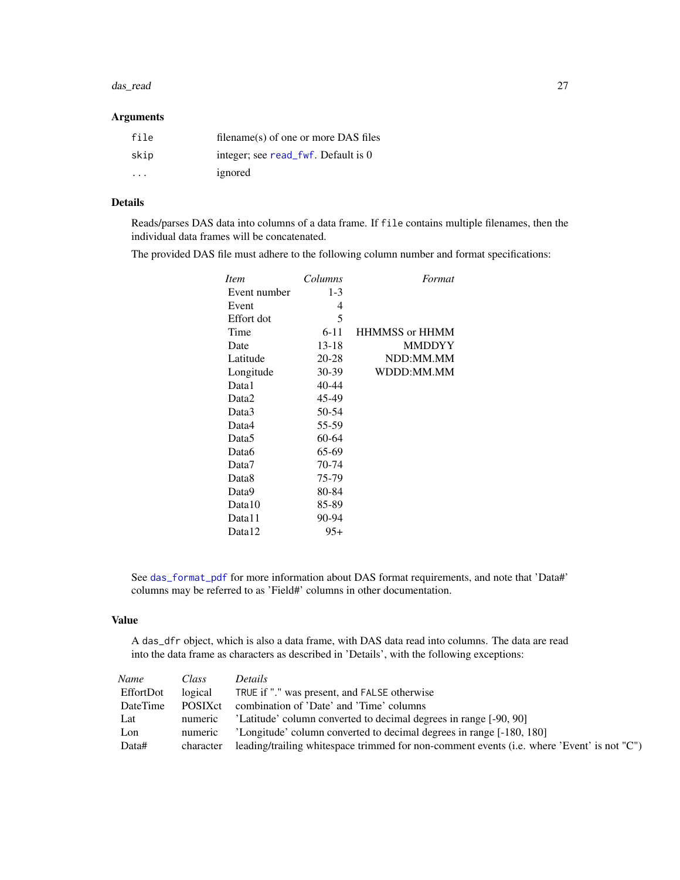### Arguments

| | |
|---|---|
| `file` | filename(s) of one or more DAS files |
| `skip` | integer; see `read_fwf`. Default is 0 |
| `...` | ignored |

### Details

Reads/parses DAS data into columns of a data frame. If `file` contains multiple filenames, then the individual data frames will be concatenated.

The provided DAS file must adhere to the following column number and format specifications:

| *Item* | *Columns* | *Format* |
|---|---|---|
| Event number | 1-3 | |
| Event | 4 | |
| Effort dot | 5 | |
| Time | 6-11 | HHMMSS or HHMM |
| Date | 13-18 | MMDDYY |
| Latitude | 20-28 | NDD:MM.MM |
| Longitude | 30-39 | WDDD:MM.MM |
| Data1 | 40-44 | |
| Data2 | 45-49 | |
| Data3 | 50-54 | |
| Data4 | 55-59 | |
| Data5 | 60-64 | |
| Data6 | 65-69 | |
| Data7 | 70-74 | |
| Data8 | 75-79 | |
| Data9 | 80-84 | |
| Data10 | 85-89 | |
| Data11 | 90-94 | |
| Data12 | 95+ | |

See `das_format_pdf` for more information about DAS format requirements, and note that 'Data#' columns may be referred to as 'Field#' columns in other documentation.

### Value

A `das_dfr` object, which is also a data frame, with DAS data read into columns. The data are read into the data frame as characters as described in 'Details', with the following exceptions:

| *Name* | *Class* | *Details* |
|---|---|---|
| EffortDot | logical | `TRUE` if "." was present, and `FALSE` otherwise |
| DateTime | POSIXct | combination of 'Date' and 'Time' columns |
| Lat | numeric | 'Latitude' column converted to decimal degrees in range [-90, 90] |
| Lon | numeric | 'Longitude' column converted to decimal degrees in range [-180, 180] |
| Data# | character | leading/trailing whitespace trimmed for non-comment events (i.e. where 'Event' is not "C") |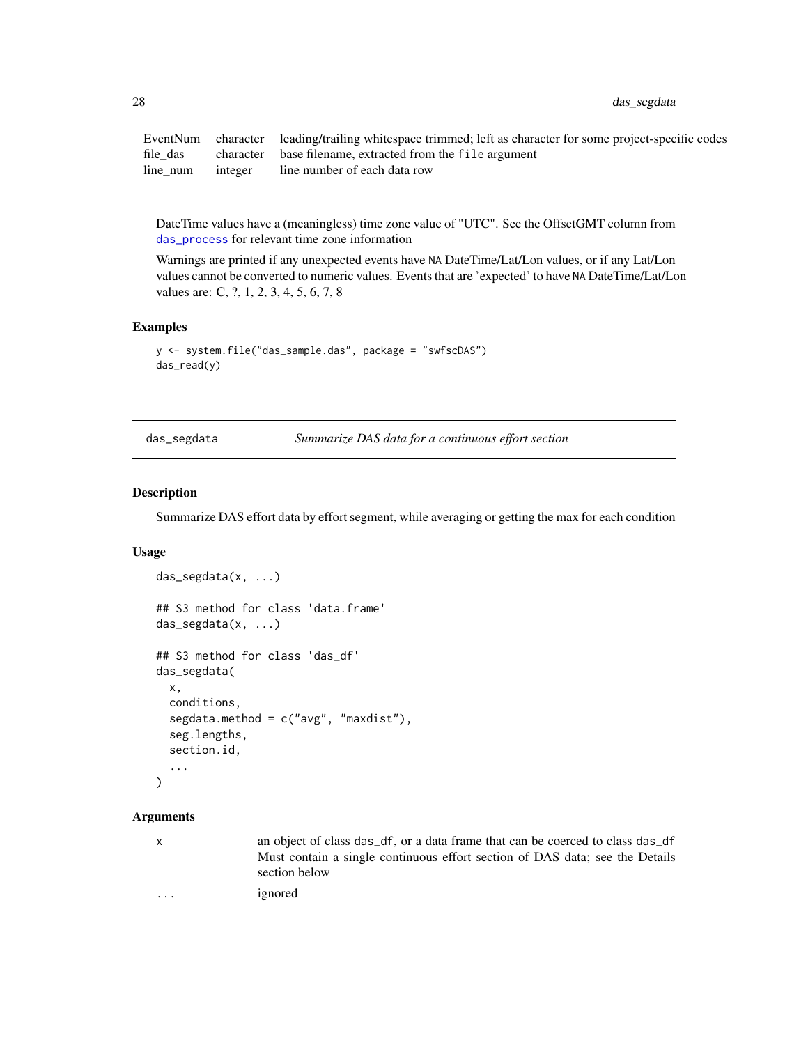| | | |
|---|---|---|
| EventNum | character | leading/trailing whitespace trimmed; left as character for some project-specific codes |
| file_das | character | base filename, extracted from the `file` argument |
| line_num | integer | line number of each data row |

DateTime values have a (meaningless) time zone value of "UTC". See the OffsetGMT column from `das_process` for relevant time zone information

Warnings are printed if any unexpected events have `NA` DateTime/Lat/Lon values, or if any Lat/Lon values cannot be converted to numeric values. Events that are 'expected' to have `NA` DateTime/Lat/Lon values are: C, ?, 1, 2, 3, 4, 5, 6, 7, 8

### Examples

```
y <- system.file("das_sample.das", package = "swfscDAS")
das_read(y)
```

---

## das_segdata — *Summarize DAS data for a continuous effort section*

### Description

Summarize DAS effort data by effort segment, while averaging or getting the max for each condition

### Usage

```
das_segdata(x, ...)

## S3 method for class 'data.frame'
das_segdata(x, ...)

## S3 method for class 'das_df'
das_segdata(
  x,
  conditions,
  segdata.method = c("avg", "maxdist"),
  seg.lengths,
  section.id,
  ...
)
```

### Arguments

| | |
|---|---|
| x | an object of class `das_df`, or a data frame that can be coerced to class `das_df` Must contain a single continuous effort section of DAS data; see the Details section below |
| ... | ignored |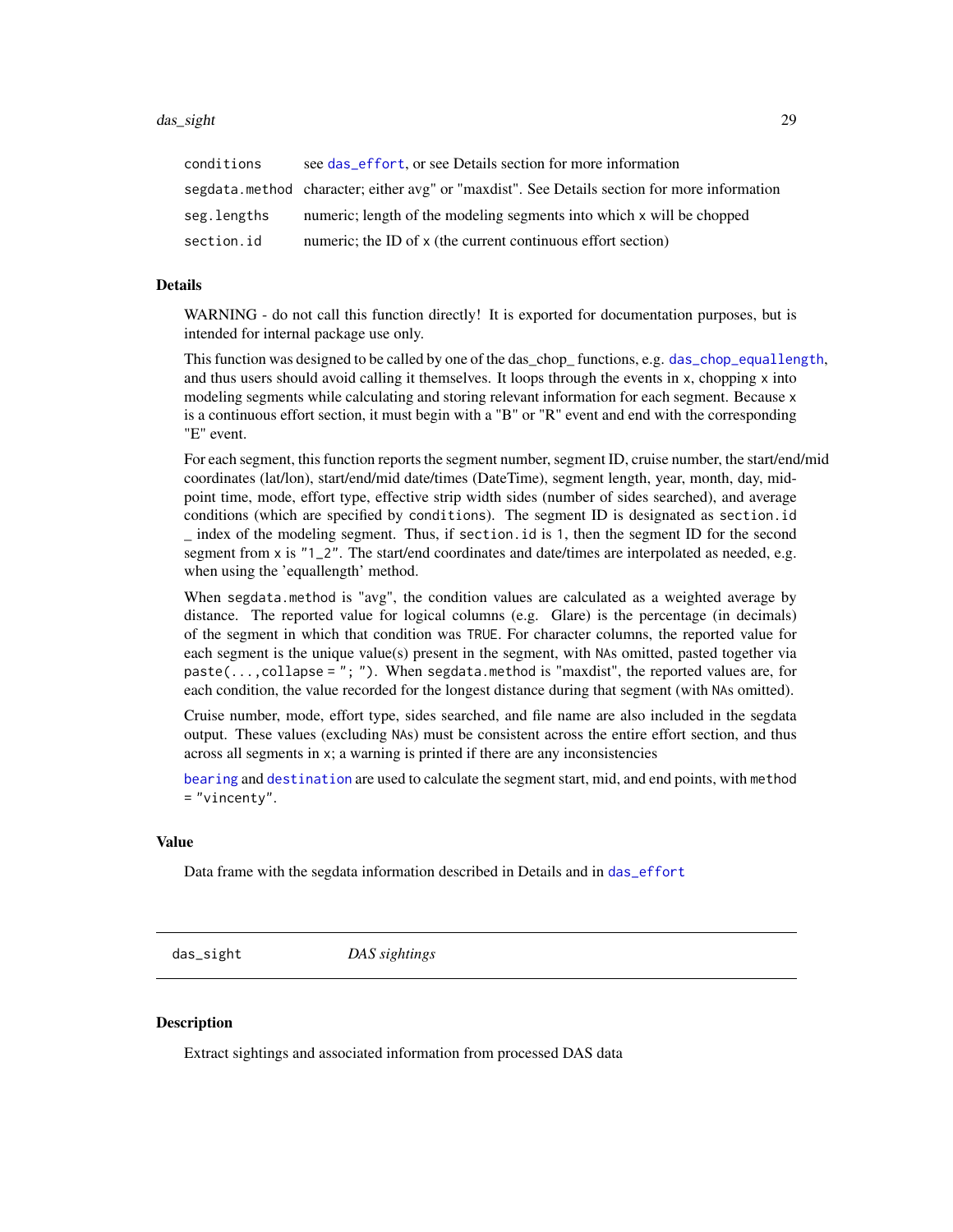| | |
|---|---|
| conditions | see das_effort, or see Details section for more information |
| segdata.method | character; either avg" or "maxdist". See Details section for more information |
| seg.lengths | numeric; length of the modeling segments into which x will be chopped |
| section.id | numeric; the ID of x (the current continuous effort section) |

### Details

WARNING - do not call this function directly! It is exported for documentation purposes, but is intended for internal package use only.

This function was designed to be called by one of the das_chop_ functions, e.g. das_chop_equallength, and thus users should avoid calling it themselves. It loops through the events in x, chopping x into modeling segments while calculating and storing relevant information for each segment. Because x is a continuous effort section, it must begin with a "B" or "R" event and end with the corresponding "E" event.

For each segment, this function reports the segment number, segment ID, cruise number, the start/end/mid coordinates (lat/lon), start/end/mid date/times (DateTime), segment length, year, month, day, midpoint time, mode, effort type, effective strip width sides (number of sides searched), and average conditions (which are specified by conditions). The segment ID is designated as section.id _ index of the modeling segment. Thus, if section.id is 1, then the segment ID for the second segment from x is "1_2". The start/end coordinates and date/times are interpolated as needed, e.g. when using the 'equallength' method.

When segdata.method is "avg", the condition values are calculated as a weighted average by distance. The reported value for logical columns (e.g. Glare) is the percentage (in decimals) of the segment in which that condition was TRUE. For character columns, the reported value for each segment is the unique value(s) present in the segment, with NAs omitted, pasted together via paste(...,collapse = "; "). When segdata.method is "maxdist", the reported values are, for each condition, the value recorded for the longest distance during that segment (with NAs omitted).

Cruise number, mode, effort type, sides searched, and file name are also included in the segdata output. These values (excluding NAs) must be consistent across the entire effort section, and thus across all segments in x; a warning is printed if there are any inconsistencies

bearing and destination are used to calculate the segment start, mid, and end points, with method = "vincenty".

### Value

Data frame with the segdata information described in Details and in das_effort

---

## das_sight *DAS sightings*

### Description

Extract sightings and associated information from processed DAS data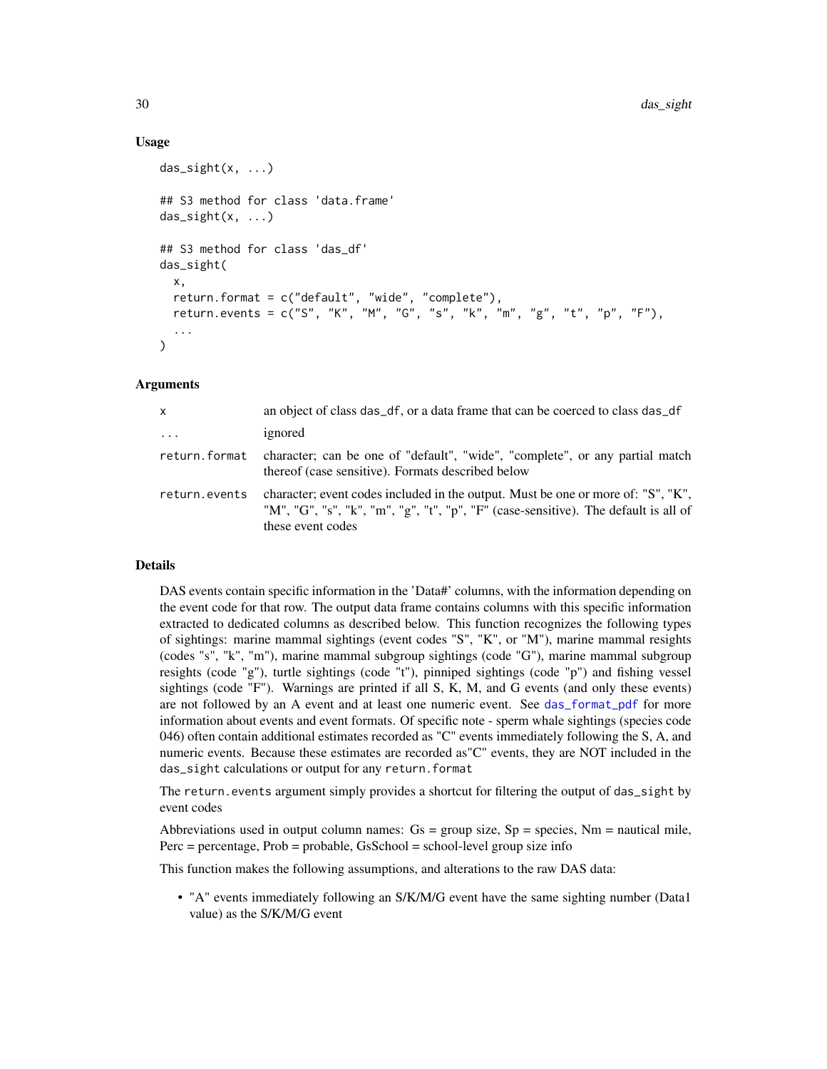### Usage

```
das_sight(x, ...)

## S3 method for class 'data.frame'
das_sight(x, ...)

## S3 method for class 'das_df'
das_sight(
  x,
  return.format = c("default", "wide", "complete"),
  return.events = c("S", "K", "M", "G", "s", "k", "m", "g", "t", "p", "F"),
  ...
)
```

### Arguments

| | |
|---|---|
| x | an object of class das_df, or a data frame that can be coerced to class das_df |
| ... | ignored |
| return.format | character; can be one of "default", "wide", "complete", or any partial match thereof (case sensitive). Formats described below |
| return.events | character; event codes included in the output. Must be one or more of: "S", "K", "M", "G", "s", "k", "m", "g", "t", "p", "F" (case-sensitive). The default is all of these event codes |

### Details

DAS events contain specific information in the 'Data#' columns, with the information depending on the event code for that row. The output data frame contains columns with this specific information extracted to dedicated columns as described below. This function recognizes the following types of sightings: marine mammal sightings (event codes "S", "K", or "M"), marine mammal resights (codes "s", "k", "m"), marine mammal subgroup sightings (code "G"), marine mammal subgroup resights (code "g"), turtle sightings (code "t"), pinniped sightings (code "p") and fishing vessel sightings (code "F"). Warnings are printed if all S, K, M, and G events (and only these events) are not followed by an A event and at least one numeric event. See das_format_pdf for more information about events and event formats. Of specific note - sperm whale sightings (species code 046) often contain additional estimates recorded as "C" events immediately following the S, A, and numeric events. Because these estimates are recorded as"C" events, they are NOT included in the das_sight calculations or output for any return.format

The return.events argument simply provides a shortcut for filtering the output of das_sight by event codes

Abbreviations used in output column names: Gs = group size, Sp = species, Nm = nautical mile, Perc = percentage, Prob = probable, GsSchool = school-level group size info

This function makes the following assumptions, and alterations to the raw DAS data:

- "A" events immediately following an S/K/M/G event have the same sighting number (Data1 value) as the S/K/M/G event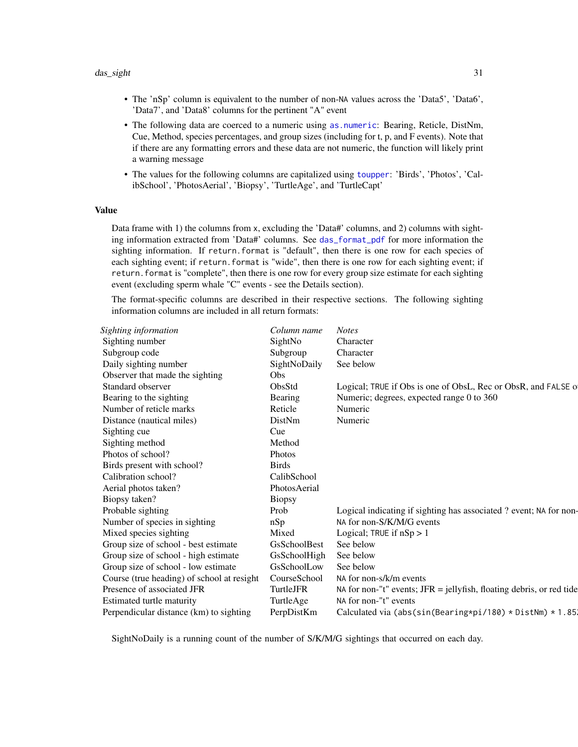- The 'nSp' column is equivalent to the number of non-NA values across the 'Data5', 'Data6', 'Data7', and 'Data8' columns for the pertinent "A" event
- The following data are coerced to a numeric using as.numeric: Bearing, Reticle, DistNm, Cue, Method, species percentages, and group sizes (including for t, p, and F events). Note that if there are any formatting errors and these data are not numeric, the function will likely print a warning message
- The values for the following columns are capitalized using toupper: 'Birds', 'Photos', 'CalibSchool', 'PhotosAerial', 'Biopsy', 'TurtleAge', and 'TurtleCapt'

## Value

Data frame with 1) the columns from x, excluding the 'Data#' columns, and 2) columns with sighting information extracted from 'Data#' columns. See das_format_pdf for more information the sighting information. If return.format is "default", then there is one row for each species of each sighting event; if return.format is "wide", then there is one row for each sighting event; if return.format is "complete", then there is one row for every group size estimate for each sighting event (excluding sperm whale "C" events - see the Details section).

The format-specific columns are described in their respective sections. The following sighting information columns are included in all return formats:

| *Sighting information* | *Column name* | *Notes* |
|---|---|---|
| Sighting number | SightNo | Character |
| Subgroup code | Subgroup | Character |
| Daily sighting number | SightNoDaily | See below |
| Observer that made the sighting | Obs | |
| Standard observer | ObsStd | Logical; TRUE if Obs is one of ObsL, Rec or ObsR, and FALSE o |
| Bearing to the sighting | Bearing | Numeric; degrees, expected range 0 to 360 |
| Number of reticle marks | Reticle | Numeric |
| Distance (nautical miles) | DistNm | Numeric |
| Sighting cue | Cue | |
| Sighting method | Method | |
| Photos of school? | Photos | |
| Birds present with school? | Birds | |
| Calibration school? | CalibSchool | |
| Aerial photos taken? | PhotosAerial | |
| Biopsy taken? | Biopsy | |
| Probable sighting | Prob | Logical indicating if sighting has associated ? event; NA for non- |
| Number of species in sighting | nSp | NA for non-S/K/M/G events |
| Mixed species sighting | Mixed | Logical; TRUE if nSp > 1 |
| Group size of school - best estimate | GsSchoolBest | See below |
| Group size of school - high estimate | GsSchoolHigh | See below |
| Group size of school - low estimate | GsSchoolLow | See below |
| Course (true heading) of school at resight | CourseSchool | NA for non-s/k/m events |
| Presence of associated JFR | TurtleJFR | NA for non-"t" events; JFR = jellyfish, floating debris, or red tide |
| Estimated turtle maturity | TurtleAge | NA for non-"t" events |
| Perpendicular distance (km) to sighting | PerpDistKm | Calculated via (abs(sin(Bearing*pi/180) * DistNm) * 1.85 |

SightNoDaily is a running count of the number of S/K/M/G sightings that occurred on each day.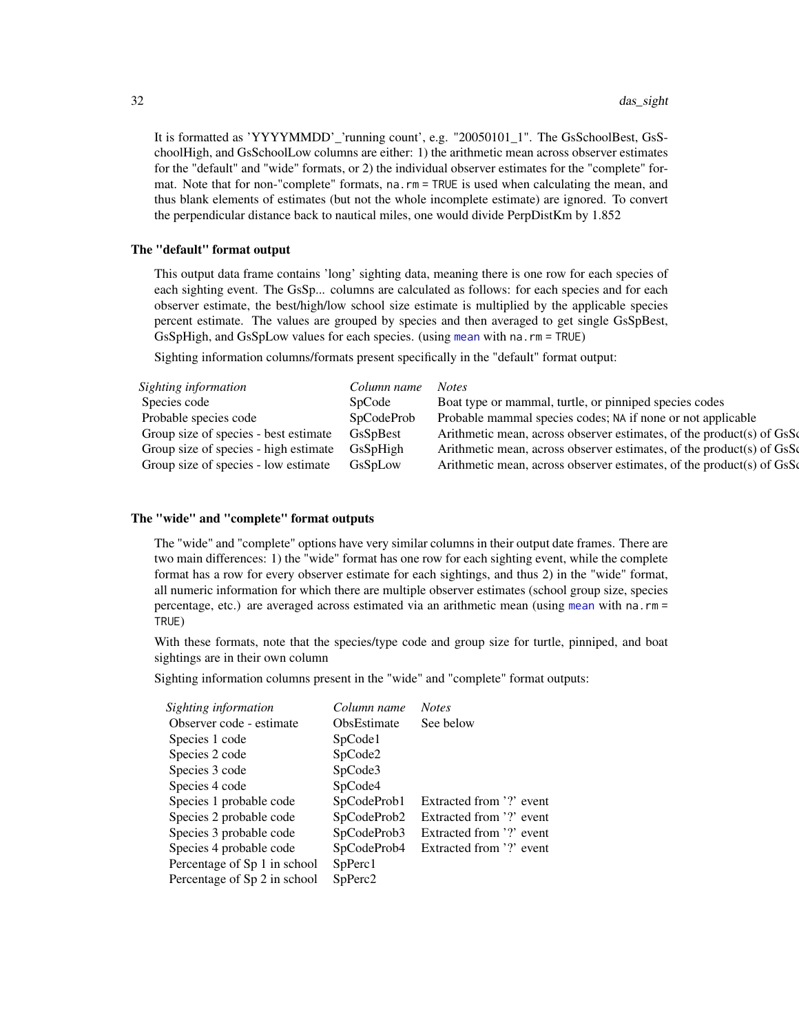It is formatted as 'YYYYMMDD'_'running count', e.g. "20050101_1". The GsSchoolBest, GsSchoolHigh, and GsSchoolLow columns are either: 1) the arithmetic mean across observer estimates for the "default" and "wide" formats, or 2) the individual observer estimates for the "complete" format. Note that for non-"complete" formats, `na.rm = TRUE` is used when calculating the mean, and thus blank elements of estimates (but not the whole incomplete estimate) are ignored. To convert the perpendicular distance back to nautical miles, one would divide PerpDistKm by 1.852

### The "default" format output

This output data frame contains 'long' sighting data, meaning there is one row for each species of each sighting event. The GsSp... columns are calculated as follows: for each species and for each observer estimate, the best/high/low school size estimate is multiplied by the applicable species percent estimate. The values are grouped by species and then averaged to get single GsSpBest, GsSpHigh, and GsSpLow values for each species. (using mean with `na.rm = TRUE`)

Sighting information columns/formats present specifically in the "default" format output:

| *Sighting information* | *Column name* | *Notes* |
|---|---|---|
| Species code | SpCode | Boat type or mammal, turtle, or pinniped species codes |
| Probable species code | SpCodeProb | Probable mammal species codes; `NA` if none or not applicable |
| Group size of species - best estimate | GsSpBest | Arithmetic mean, across observer estimates, of the product(s) of GsSc |
| Group size of species - high estimate | GsSpHigh | Arithmetic mean, across observer estimates, of the product(s) of GsSc |
| Group size of species - low estimate | GsSpLow | Arithmetic mean, across observer estimates, of the product(s) of GsSc |

### The "wide" and "complete" format outputs

The "wide" and "complete" options have very similar columns in their output date frames. There are two main differences: 1) the "wide" format has one row for each sighting event, while the complete format has a row for every observer estimate for each sightings, and thus 2) in the "wide" format, all numeric information for which there are multiple observer estimates (school group size, species percentage, etc.) are averaged across estimated via an arithmetic mean (using mean with `na.rm = TRUE`)

With these formats, note that the species/type code and group size for turtle, pinniped, and boat sightings are in their own column

Sighting information columns present in the "wide" and "complete" format outputs:

| *Sighting information* | *Column name* | *Notes* |
|---|---|---|
| Observer code - estimate | ObsEstimate | See below |
| Species 1 code | SpCode1 | |
| Species 2 code | SpCode2 | |
| Species 3 code | SpCode3 | |
| Species 4 code | SpCode4 | |
| Species 1 probable code | SpCodeProb1 | Extracted from '?' event |
| Species 2 probable code | SpCodeProb2 | Extracted from '?' event |
| Species 3 probable code | SpCodeProb3 | Extracted from '?' event |
| Species 4 probable code | SpCodeProb4 | Extracted from '?' event |
| Percentage of Sp 1 in school | SpPerc1 | |
| Percentage of Sp 2 in school | SpPerc2 | |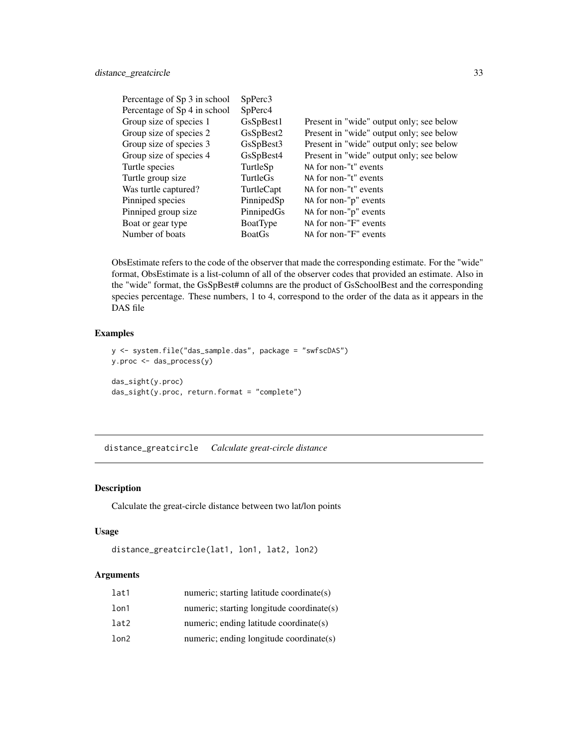| | | |
|---|---|---|
| Percentage of Sp 3 in school | SpPerc3 | |
| Percentage of Sp 4 in school | SpPerc4 | |
| Group size of species 1 | GsSpBest1 | Present in "wide" output only; see below |
| Group size of species 2 | GsSpBest2 | Present in "wide" output only; see below |
| Group size of species 3 | GsSpBest3 | Present in "wide" output only; see below |
| Group size of species 4 | GsSpBest4 | Present in "wide" output only; see below |
| Turtle species | TurtleSp | NA for non-"t" events |
| Turtle group size | TurtleGs | NA for non-"t" events |
| Was turtle captured? | TurtleCapt | NA for non-"t" events |
| Pinniped species | PinnipedSp | NA for non-"p" events |
| Pinniped group size | PinnipedGs | NA for non-"p" events |
| Boat or gear type | BoatType | NA for non-"F" events |
| Number of boats | BoatGs | NA for non-"F" events |

ObsEstimate refers to the code of the observer that made the corresponding estimate. For the "wide" format, ObsEstimate is a list-column of all of the observer codes that provided an estimate. Also in the "wide" format, the GsSpBest# columns are the product of GsSchoolBest and the corresponding species percentage. These numbers, 1 to 4, correspond to the order of the data as it appears in the DAS file

### Examples

```
y <- system.file("das_sample.das", package = "swfscDAS")
y.proc <- das_process(y)

das_sight(y.proc)
das_sight(y.proc, return.format = "complete")
```

## distance_greatcircle *Calculate great-circle distance*

### Description

Calculate the great-circle distance between two lat/lon points

### Usage

```
distance_greatcircle(lat1, lon1, lat2, lon2)
```

### Arguments

| | |
|---|---|
| lat1 | numeric; starting latitude coordinate(s) |
| lon1 | numeric; starting longitude coordinate(s) |
| lat2 | numeric; ending latitude coordinate(s) |
| lon2 | numeric; ending longitude coordinate(s) |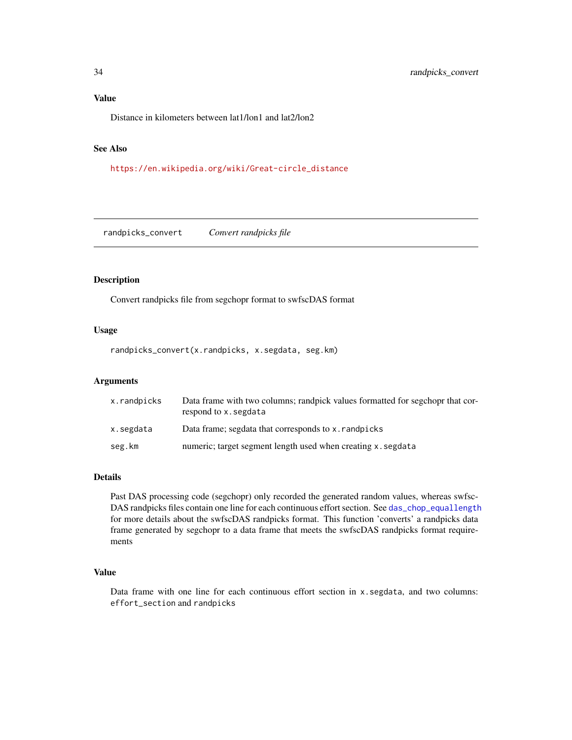### Value

Distance in kilometers between lat1/lon1 and lat2/lon2

### See Also

https://en.wikipedia.org/wiki/Great-circle_distance

---

## randpicks_convert    *Convert randpicks file*

---

### Description

Convert randpicks file from segchopr format to swfscDAS format

### Usage

```
randpicks_convert(x.randpicks, x.segdata, seg.km)
```

### Arguments

| | |
|---|---|
| `x.randpicks` | Data frame with two columns; randpick values formatted for segchopr that correspond to `x.segdata` |
| `x.segdata` | Data frame; segdata that corresponds to `x.randpicks` |
| `seg.km` | numeric; target segment length used when creating `x.segdata` |

### Details

Past DAS processing code (segchopr) only recorded the generated random values, whereas swfscDAS randpicks files contain one line for each continuous effort section. See `das_chop_equallength` for more details about the swfscDAS randpicks format. This function 'converts' a randpicks data frame generated by segchopr to a data frame that meets the swfscDAS randpicks format requirements

### Value

Data frame with one line for each continuous effort section in `x.segdata`, and two columns: `effort_section` and `randpicks`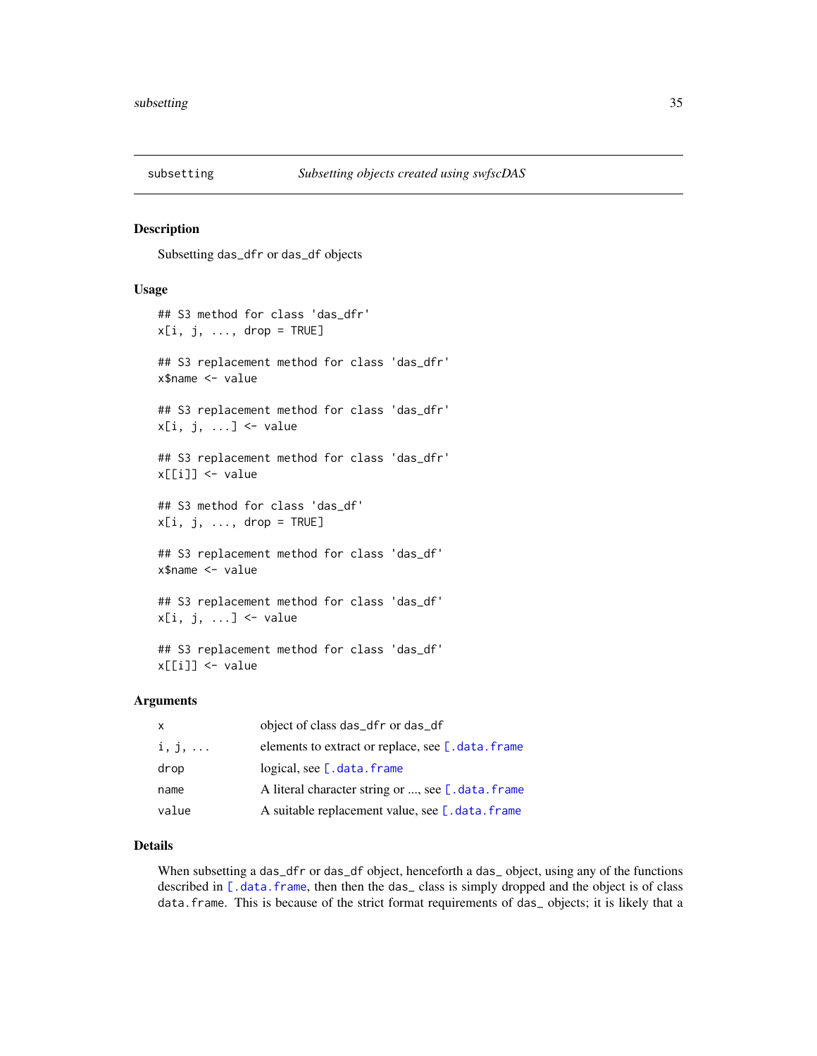## subsetting *Subsetting objects created using swfscDAS*

### Description

Subsetting `das_dfr` or `das_df` objects

### Usage

```
## S3 method for class 'das_dfr'
x[i, j, ..., drop = TRUE]

## S3 replacement method for class 'das_dfr'
x$name <- value

## S3 replacement method for class 'das_dfr'
x[i, j, ...] <- value

## S3 replacement method for class 'das_dfr'
x[[i]] <- value

## S3 method for class 'das_df'
x[i, j, ..., drop = TRUE]

## S3 replacement method for class 'das_df'
x$name <- value

## S3 replacement method for class 'das_df'
x[i, j, ...] <- value

## S3 replacement method for class 'das_df'
x[[i]] <- value
```

### Arguments

| | |
|---|---|
| `x` | object of class `das_dfr` or `das_df` |
| `i, j, ...` | elements to extract or replace, see `[.data.frame` |
| `drop` | logical, see `[.data.frame` |
| `name` | A literal character string or ..., see `[.data.frame` |
| `value` | A suitable replacement value, see `[.data.frame` |

### Details

When subsetting a `das_dfr` or `das_df` object, henceforth a `das_` object, using any of the functions described in `[.data.frame`, then then the `das_` class is simply dropped and the object is of class `data.frame`. This is because of the strict format requirements of `das_` objects; it is likely that a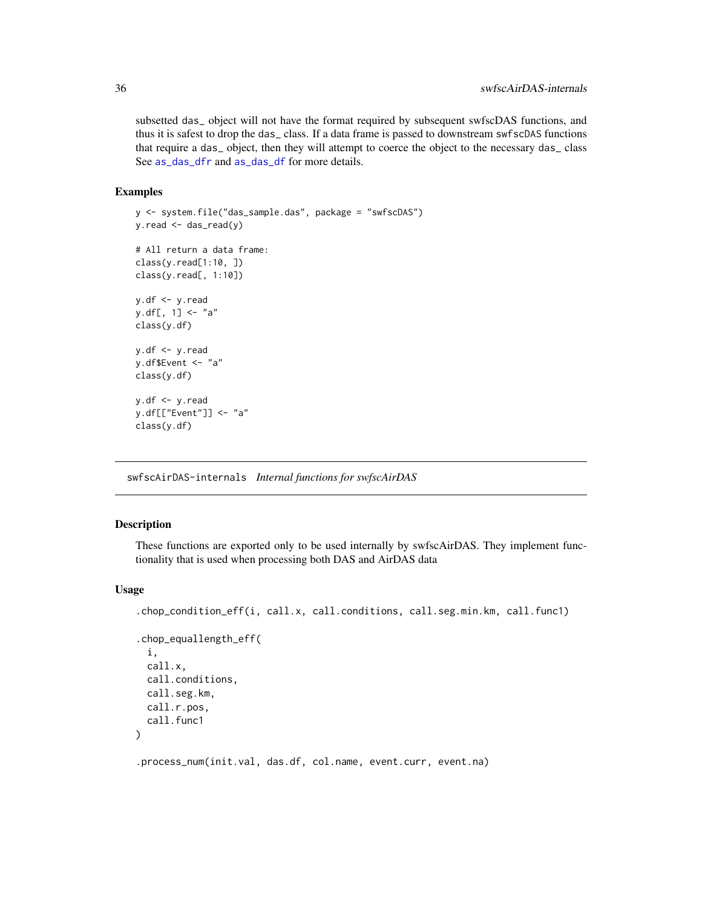subsetted das_ object will not have the format required by subsequent swfscDAS functions, and thus it is safest to drop the das_ class. If a data frame is passed to downstream swfscDAS functions that require a das_ object, then they will attempt to coerce the object to the necessary das_ class See as_das_dfr and as_das_df for more details.

## Examples

```
y <- system.file("das_sample.das", package = "swfscDAS")
y.read <- das_read(y)

# All return a data frame:
class(y.read[1:10, ])
class(y.read[, 1:10])

y.df <- y.read
y.df[, 1] <- "a"
class(y.df)

y.df <- y.read
y.df$Event <- "a"
class(y.df)

y.df <- y.read
y.df[["Event"]] <- "a"
class(y.df)
```

---

# swfscAirDAS-internals *Internal functions for swfscAirDAS*

## Description

These functions are exported only to be used internally by swfscAirDAS. They implement functionality that is used when processing both DAS and AirDAS data

## Usage

```
.chop_condition_eff(i, call.x, call.conditions, call.seg.min.km, call.func1)

.chop_equallength_eff(
  i,
  call.x,
  call.conditions,
  call.seg.km,
  call.r.pos,
  call.func1
)

.process_num(init.val, das.df, col.name, event.curr, event.na)
```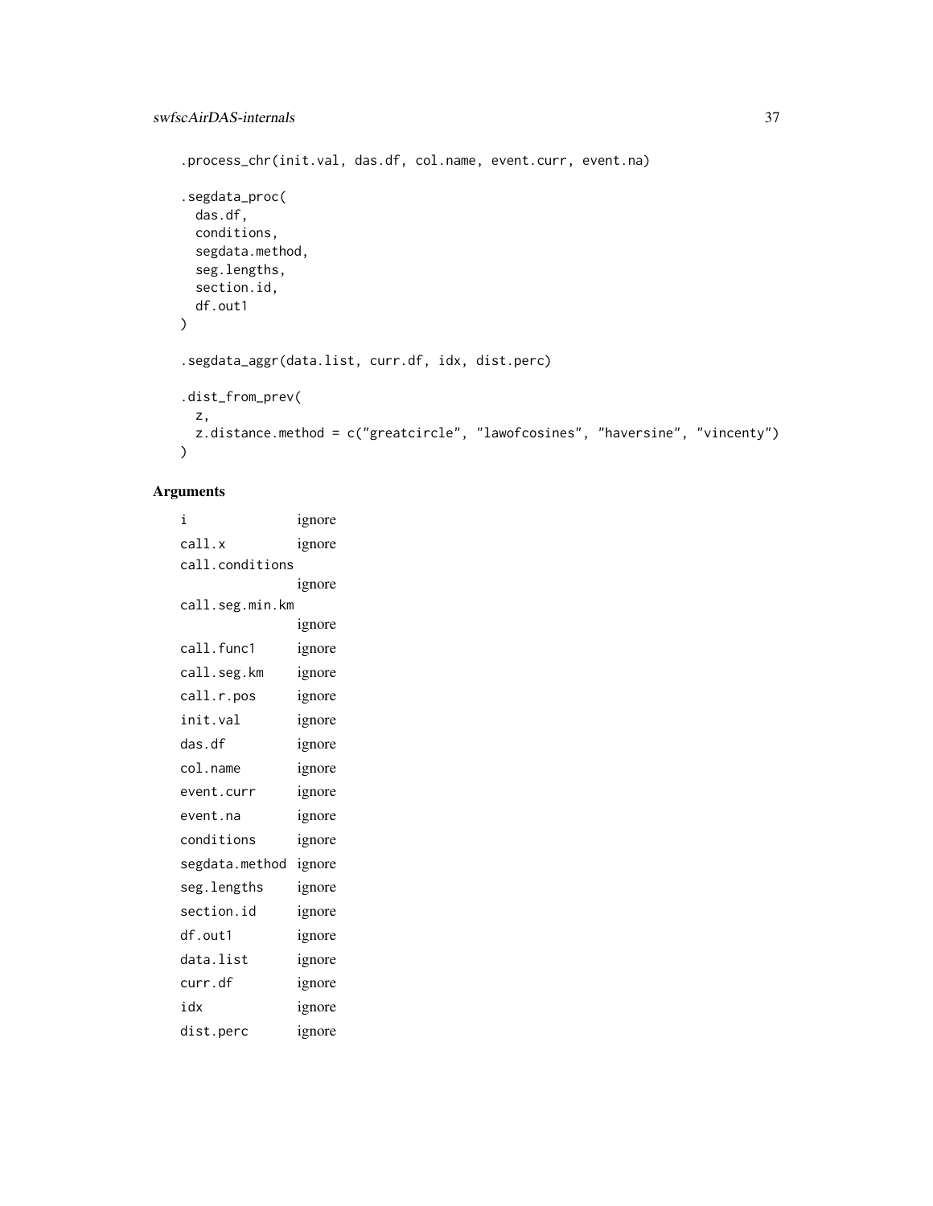```
.process_chr(init.val, das.df, col.name, event.curr, event.na)

.segdata_proc(
  das.df,
  conditions,
  segdata.method,
  seg.lengths,
  section.id,
  df.out1
)

.segdata_aggr(data.list, curr.df, idx, dist.perc)

.dist_from_prev(
  z,
  z.distance.method = c("greatcircle", "lawofcosines", "haversine", "vincenty")
)
```

## Arguments

| | |
|---|---|
| `i` | ignore |
| `call.x` | ignore |
| `call.conditions` | ignore |
| `call.seg.min.km` | ignore |
| `call.func1` | ignore |
| `call.seg.km` | ignore |
| `call.r.pos` | ignore |
| `init.val` | ignore |
| `das.df` | ignore |
| `col.name` | ignore |
| `event.curr` | ignore |
| `event.na` | ignore |
| `conditions` | ignore |
| `segdata.method` | ignore |
| `seg.lengths` | ignore |
| `section.id` | ignore |
| `df.out1` | ignore |
| `data.list` | ignore |
| `curr.df` | ignore |
| `idx` | ignore |
| `dist.perc` | ignore |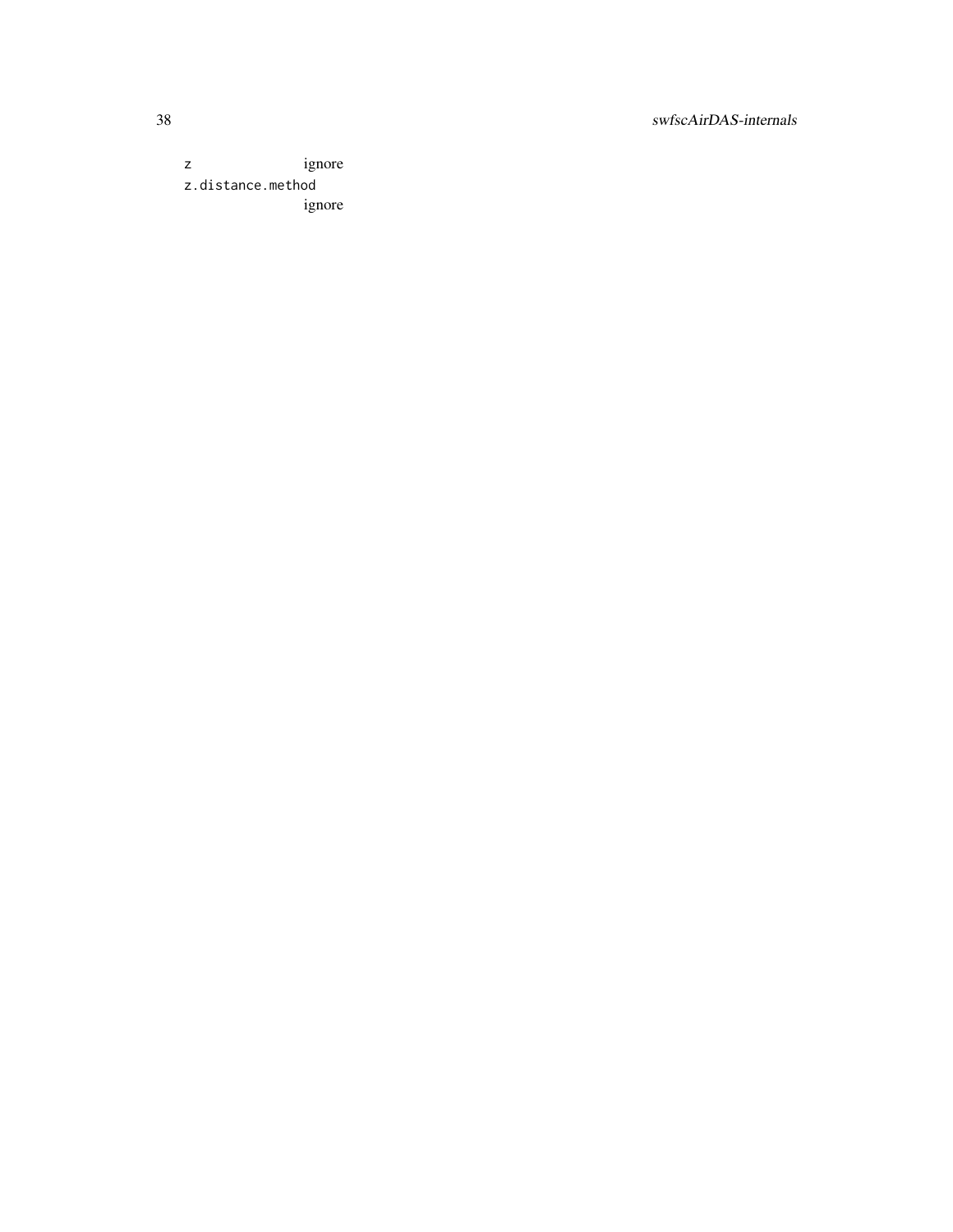| | |
|---|---|
| `z` | ignore |
| `z.distance.method` | ignore |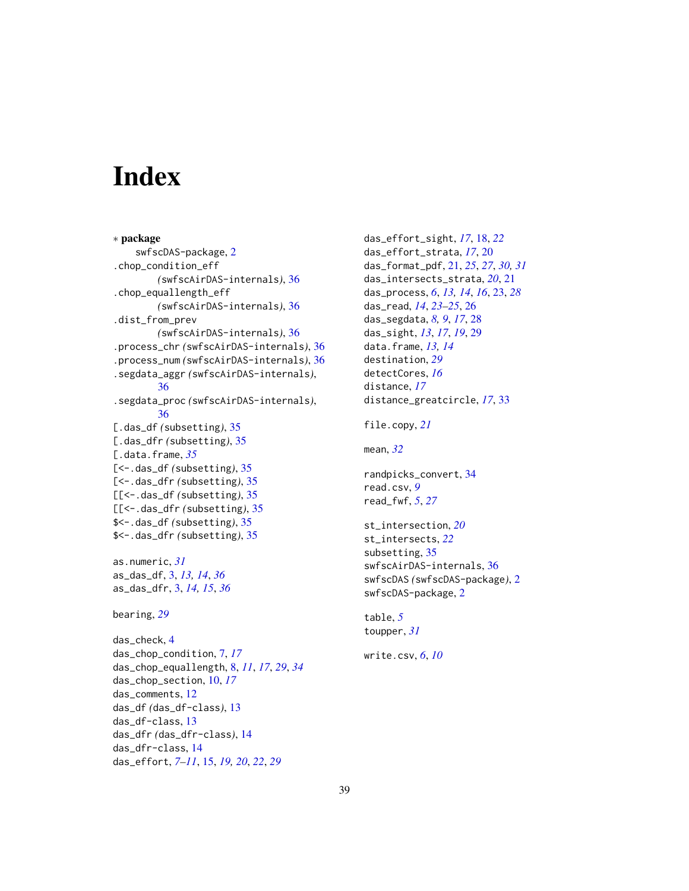# Index

∗ **package**
swfscDAS-package, 2
.chop_condition_eff *(swfscAirDAS-internals)*, 36
.chop_equallength_eff *(swfscAirDAS-internals)*, 36
.dist_from_prev *(swfscAirDAS-internals)*, 36
.process_chr *(swfscAirDAS-internals)*, 36
.process_num *(swfscAirDAS-internals)*, 36
.segdata_aggr *(swfscAirDAS-internals)*, 36
.segdata_proc *(swfscAirDAS-internals)*, 36
[.das_df *(subsetting)*, 35
[.das_dfr *(subsetting)*, 35
[.data.frame, *35*
[<-.das_df *(subsetting)*, 35
[<-.das_dfr *(subsetting)*, 35
[[<-.das_df *(subsetting)*, 35
[[<-.das_dfr *(subsetting)*, 35
$<-.das_df *(subsetting)*, 35
$<-.das_dfr *(subsetting)*, 35

as.numeric, *31*
as_das_df, 3, *13, 14*, *36*
as_das_dfr, 3, *14, 15*, *36*

bearing, *29*

das_check, 4
das_chop_condition, 7, *17*
das_chop_equallength, 8, *11*, *17*, *29*, *34*
das_chop_section, 10, *17*
das_comments, 12
das_df *(das_df-class)*, 13
das_df-class, 13
das_dfr *(das_dfr-class)*, 14
das_dfr-class, 14
das_effort, *7–11*, 15, *19, 20*, *22*, *29*
das_effort_sight, *17*, 18, *22*
das_effort_strata, *17*, 20
das_format_pdf, 21, *25*, *27*, *30, 31*
das_intersects_strata, *20*, 21
das_process, *6*, *13, 14*, *16*, 23, *28*
das_read, *14*, *23–25*, 26
das_segdata, *8, 9*, *17*, 28
das_sight, *13*, *17*, *19*, 29
data.frame, *13, 14*
destination, *29*
detectCores, *16*
distance, *17*
distance_greatcircle, *17*, 33

file.copy, *21*

mean, *32*

randpicks_convert, 34
read.csv, *9*
read_fwf, *5*, *27*

st_intersection, *20*
st_intersects, *22*
subsetting, 35
swfscAirDAS-internals, 36
swfscDAS *(swfscDAS-package)*, 2
swfscDAS-package, 2

table, *5*
toupper, *31*

write.csv, *6*, *10*